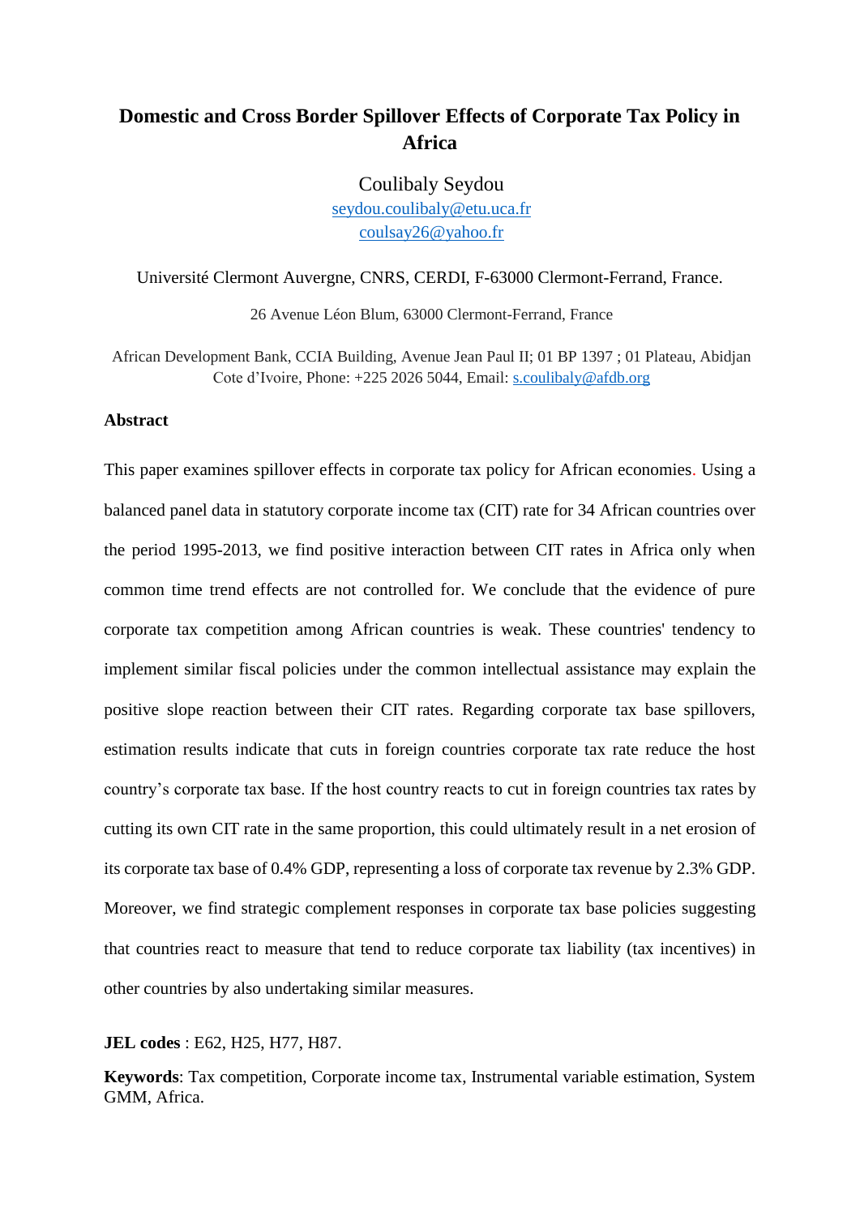# Domestic and Cross Border Spillover Effects of Corporate Tax Policy in Africa

Coulibaly Seydou

seydou.coulibaly@etu.uca.fr

coulsay26@yahoo.fr

Université Clermont Auvergne, CNRS, CERDI, F-63000 Clermont-Ferrand, France.

26 Avenue Léon Blum, 63000 Clermont-Ferrand, France

African Development Bank, CCIA Building, Avenue Jean Paul II; 01 BP 1397 ; 01 Plateau, Abidjan Cote d'Ivoire, Phone: +225 2026 5044, Email: s.coulibaly@afdb.org

## Abstract

This paper examines spillover effects in corporate tax policy for African economies. Using a balanced panel data in statutory corporate income tax (CIT) rate for 34 African countries over the period 1995-2013, we find positive interaction between CIT rates in Africa only when common time trend effects are not controlled for. We conclude that the evidence of pure corporate tax competition among African countries is weak. These countries' tendency to implement similar fiscal policies under the common intellectual assistance may explain the positive slope reaction between their CIT rates. Regarding corporate tax base spillovers, estimation results indicate that cuts in foreign countries corporate tax rate reduce the host country's corporate tax base. If the host country reacts to cut in foreign countries tax rates by cutting its own CIT rate in the same proportion, this could ultimately result in a net erosion of its corporate tax base of 0.4% GDP, representing a loss of corporate tax revenue by 2.3% GDP. Moreover, we find strategic complement responses in corporate tax base policies suggesting that countries react to measure that tend to reduce corporate tax liability (tax incentives) in other countries by also undertaking similar measures.

**JEL codes** : E62, H25, H77, H87.

**Keywords**: Tax competition, Corporate income tax, Instrumental variable estimation, System GMM, Africa.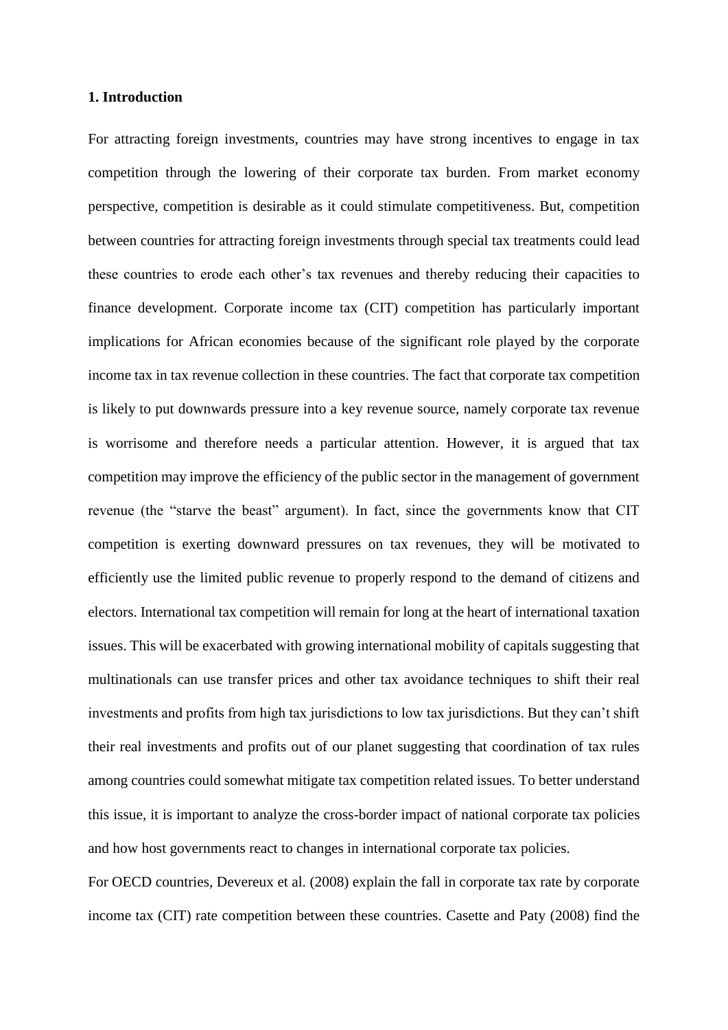## 1. Introduction

For attracting foreign investments, countries may have strong incentives to engage in tax competition through the lowering of their corporate tax burden. From market economy perspective, competition is desirable as it could stimulate competitiveness. But, competition between countries for attracting foreign investments through special tax treatments could lead these countries to erode each other's tax revenues and thereby reducing their capacities to finance development. Corporate income tax (CIT) competition has particularly important implications for African economies because of the significant role played by the corporate income tax in tax revenue collection in these countries. The fact that corporate tax competition is likely to put downwards pressure into a key revenue source, namely corporate tax revenue is worrisome and therefore needs a particular attention. However, it is argued that tax competition may improve the efficiency of the public sector in the management of government revenue (the "starve the beast" argument). In fact, since the governments know that CIT competition is exerting downward pressures on tax revenues, they will be motivated to efficiently use the limited public revenue to properly respond to the demand of citizens and electors. International tax competition will remain for long at the heart of international taxation issues. This will be exacerbated with growing international mobility of capitals suggesting that multinationals can use transfer prices and other tax avoidance techniques to shift their real investments and profits from high tax jurisdictions to low tax jurisdictions. But they can't shift their real investments and profits out of our planet suggesting that coordination of tax rules among countries could somewhat mitigate tax competition related issues. To better understand this issue, it is important to analyze the cross-border impact of national corporate tax policies and how host governments react to changes in international corporate tax policies.

For OECD countries, Devereux et al. (2008) explain the fall in corporate tax rate by corporate income tax (CIT) rate competition between these countries. Casette and Paty (2008) find the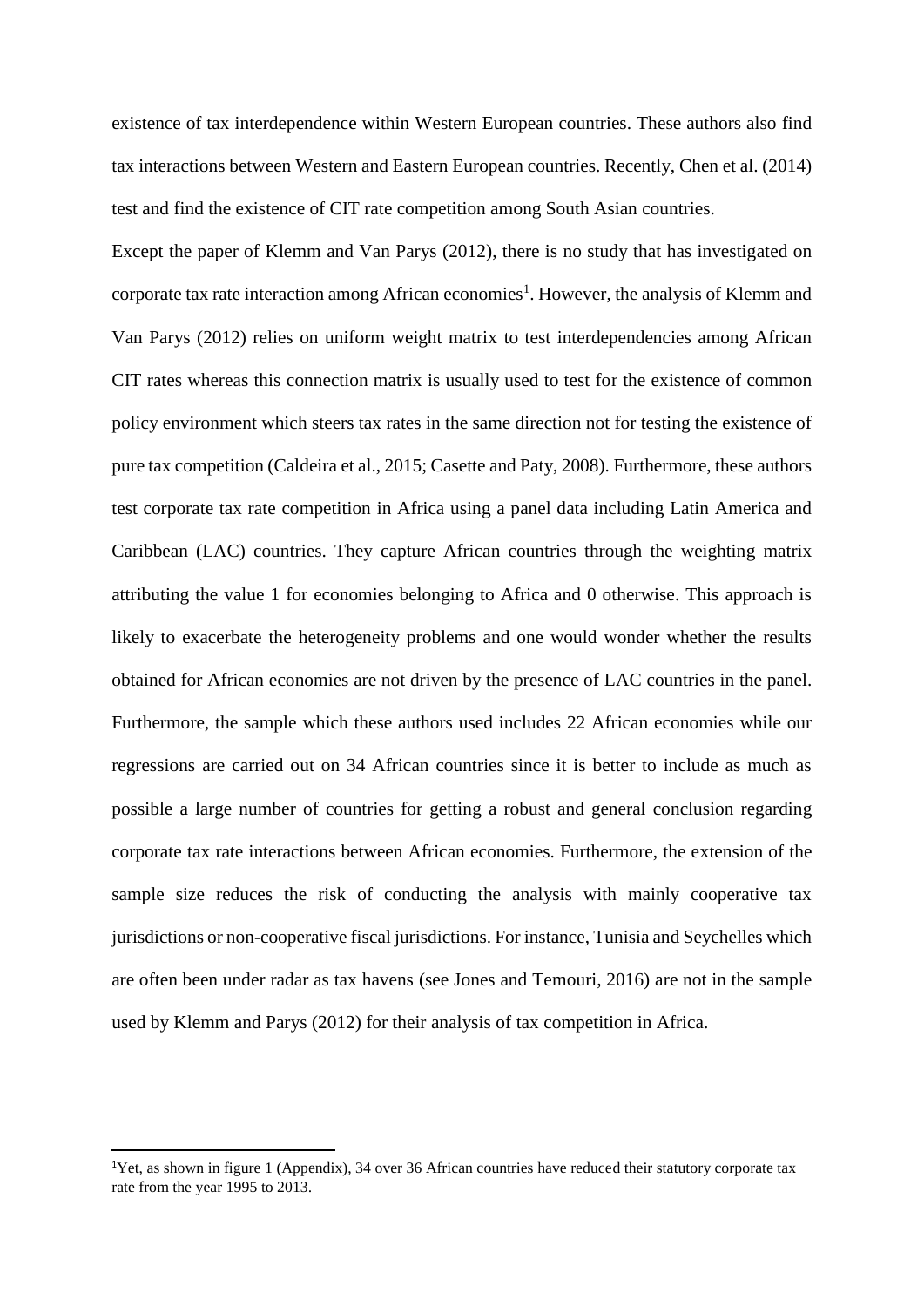existence of tax interdependence within Western European countries. These authors also find tax interactions between Western and Eastern European countries. Recently, Chen et al. (2014) test and find the existence of CIT rate competition among South Asian countries.

Except the paper of Klemm and Van Parys (2012), there is no study that has investigated on corporate tax rate interaction among African economies[1]. However, the analysis of Klemm and Van Parys (2012) relies on uniform weight matrix to test interdependencies among African CIT rates whereas this connection matrix is usually used to test for the existence of common policy environment which steers tax rates in the same direction not for testing the existence of pure tax competition (Caldeira et al., 2015; Casette and Paty, 2008). Furthermore, these authors test corporate tax rate competition in Africa using a panel data including Latin America and Caribbean (LAC) countries. They capture African countries through the weighting matrix attributing the value 1 for economies belonging to Africa and 0 otherwise. This approach is likely to exacerbate the heterogeneity problems and one would wonder whether the results obtained for African economies are not driven by the presence of LAC countries in the panel. Furthermore, the sample which these authors used includes 22 African economies while our regressions are carried out on 34 African countries since it is better to include as much as possible a large number of countries for getting a robust and general conclusion regarding corporate tax rate interactions between African economies. Furthermore, the extension of the sample size reduces the risk of conducting the analysis with mainly cooperative tax jurisdictions or non-cooperative fiscal jurisdictions. For instance, Tunisia and Seychelles which are often been under radar as tax havens (see Jones and Temouri, 2016) are not in the sample used by Klemm and Parys (2012) for their analysis of tax competition in Africa.

[1] Yet, as shown in figure 1 (Appendix), 34 over 36 African countries have reduced their statutory corporate tax rate from the year 1995 to 2013.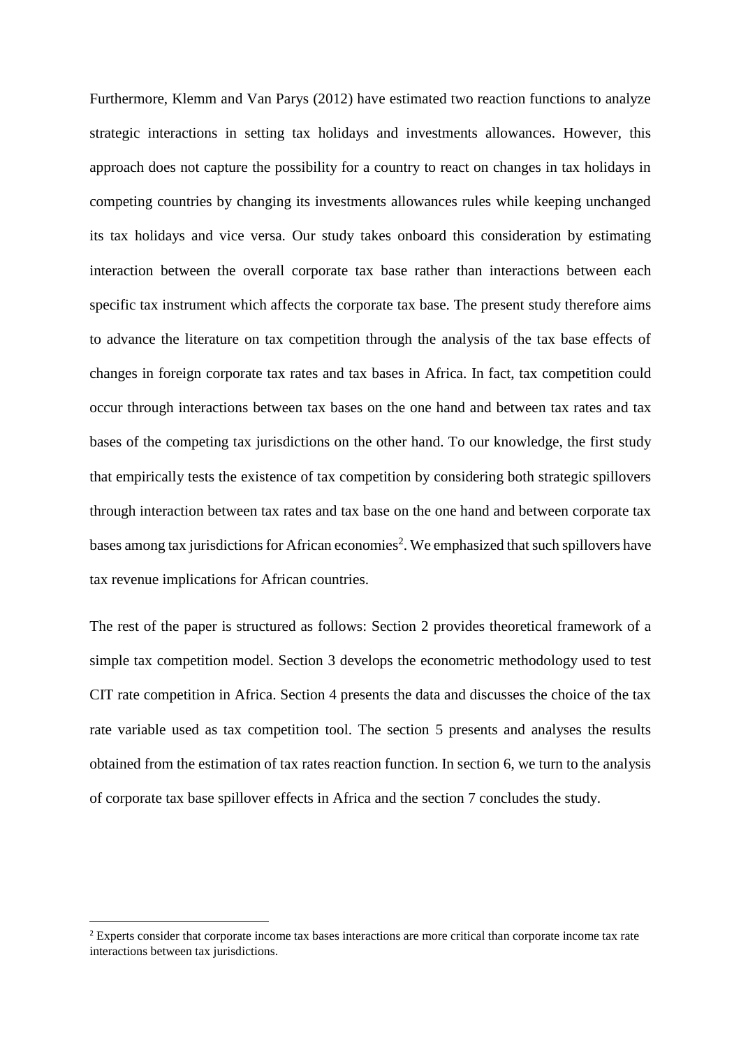Furthermore, Klemm and Van Parys (2012) have estimated two reaction functions to analyze strategic interactions in setting tax holidays and investments allowances. However, this approach does not capture the possibility for a country to react on changes in tax holidays in competing countries by changing its investments allowances rules while keeping unchanged its tax holidays and vice versa. Our study takes onboard this consideration by estimating interaction between the overall corporate tax base rather than interactions between each specific tax instrument which affects the corporate tax base. The present study therefore aims to advance the literature on tax competition through the analysis of the tax base effects of changes in foreign corporate tax rates and tax bases in Africa. In fact, tax competition could occur through interactions between tax bases on the one hand and between tax rates and tax bases of the competing tax jurisdictions on the other hand. To our knowledge, the first study that empirically tests the existence of tax competition by considering both strategic spillovers through interaction between tax rates and tax base on the one hand and between corporate tax bases among tax jurisdictions for African economies[2]. We emphasized that such spillovers have tax revenue implications for African countries.

The rest of the paper is structured as follows: Section 2 provides theoretical framework of a simple tax competition model. Section 3 develops the econometric methodology used to test CIT rate competition in Africa. Section 4 presents the data and discusses the choice of the tax rate variable used as tax competition tool. The section 5 presents and analyses the results obtained from the estimation of tax rates reaction function. In section 6, we turn to the analysis of corporate tax base spillover effects in Africa and the section 7 concludes the study.

[2] Experts consider that corporate income tax bases interactions are more critical than corporate income tax rate interactions between tax jurisdictions.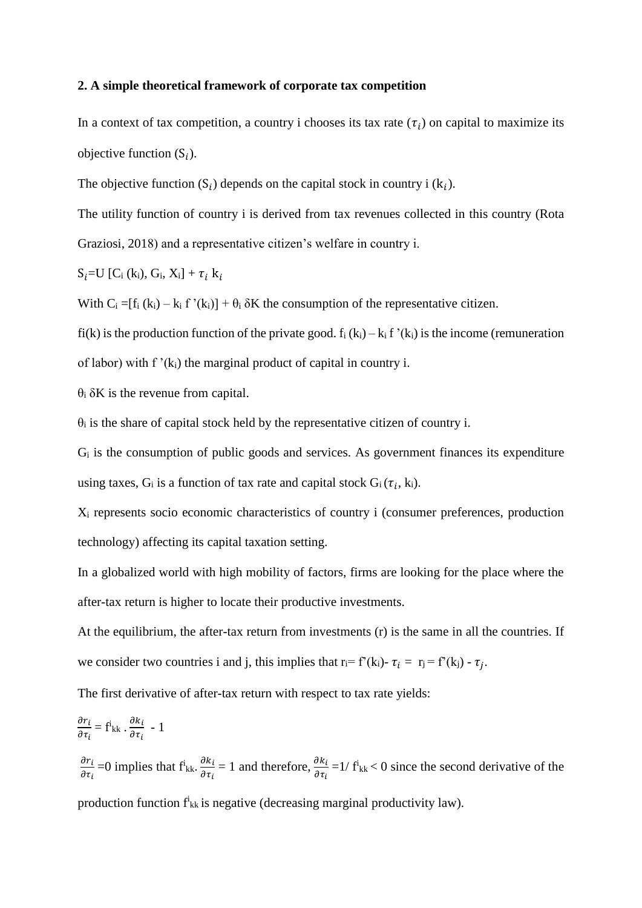## 2. A simple theoretical framework of corporate tax competition

In a context of tax competition, a country i chooses its tax rate ($\tau_i$) on capital to maximize its objective function ($S_i$).

The objective function ($S_i$) depends on the capital stock in country i ($k_i$).

The utility function of country i is derived from tax revenues collected in this country (Rota Graziosi, 2018) and a representative citizen's welfare in country i.

$S_i = U\,[C_i\,(k_i),\, G_i,\, X_i] + \tau_i\, k_i$

With $C_i = [f_i\,(k_i) - k_i\, f\,'(k_i)] + \theta_i\, \delta K$ the consumption of the representative citizen.

$f_i(k)$ is the production function of the private good. $f_i\,(k_i) - k_i\, f\,'(k_i)$ is the income (remuneration of labor) with $f\,'(k_i)$ the marginal product of capital in country i.

$\theta_i\, \delta K$ is the revenue from capital.

$\theta_i$ is the share of capital stock held by the representative citizen of country i.

$G_i$ is the consumption of public goods and services. As government finances its expenditure using taxes, $G_i$ is a function of tax rate and capital stock $G_i\,(\tau_i,\, k_i)$.

$X_i$ represents socio economic characteristics of country i (consumer preferences, production technology) affecting its capital taxation setting.

In a globalized world with high mobility of factors, firms are looking for the place where the after-tax return is higher to locate their productive investments.

At the equilibrium, the after-tax return from investments (r) is the same in all the countries. If we consider two countries i and j, this implies that $r_i = f'(k_i) - \tau_i = r_j = f'(k_j) - \tau_j$.

The first derivative of after-tax return with respect to tax rate yields:

$$\frac{\partial r_i}{\partial \tau_i} = f^i_{kk} \cdot \frac{\partial k_i}{\partial \tau_i} - 1$$

$\frac{\partial r_i}{\partial \tau_i} = 0$ implies that $f^i_{kk} \cdot \frac{\partial k_i}{\partial \tau_i} = 1$ and therefore, $\frac{\partial k_i}{\partial \tau_i} = 1 / f^i_{kk} < 0$ since the second derivative of the production function $f^i_{kk}$ is negative (decreasing marginal productivity law).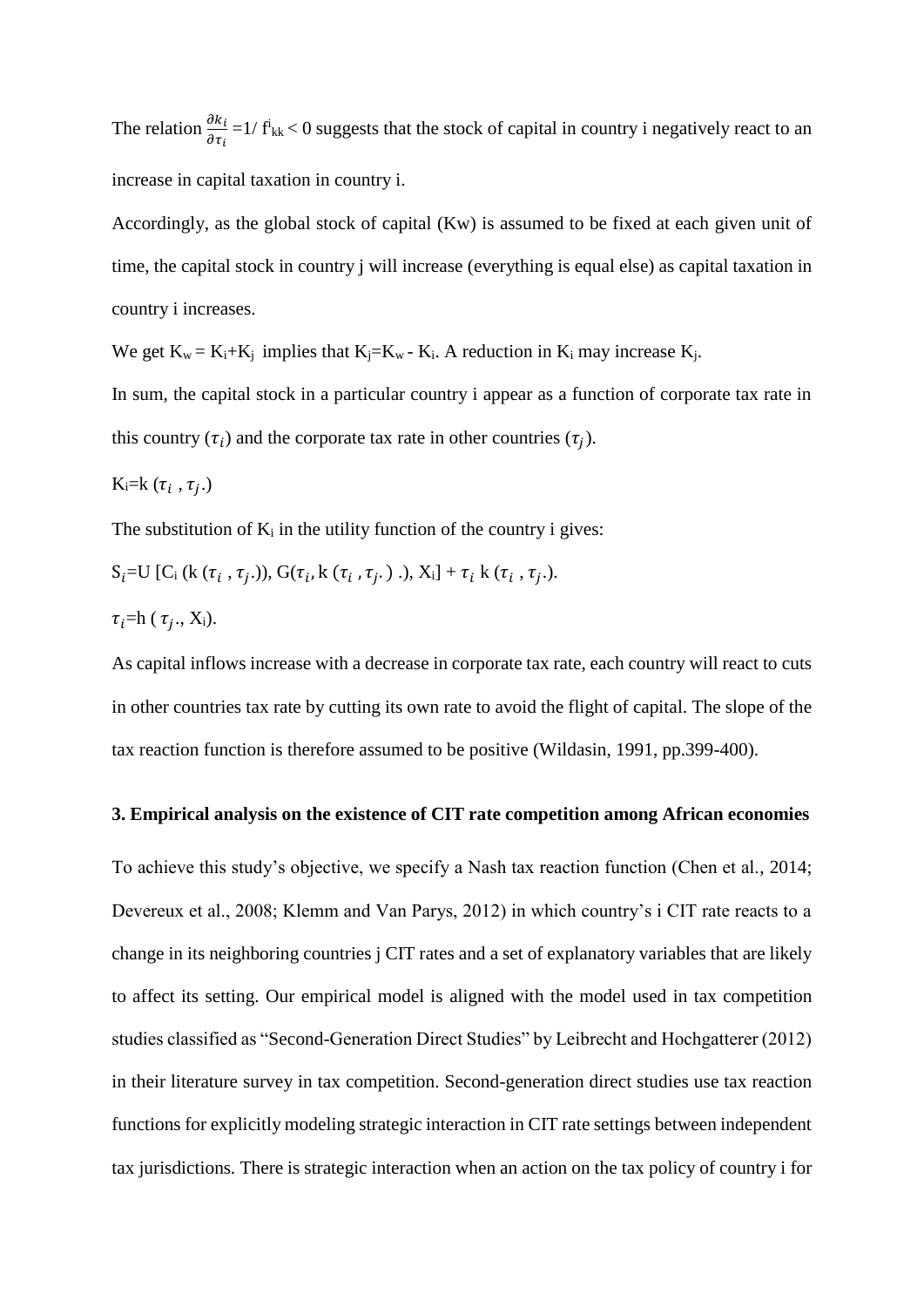The relation $\frac{\partial k_i}{\partial \tau_i} = 1/ f^{i}_{kk} < 0$ suggests that the stock of capital in country i negatively react to an increase in capital taxation in country i.

Accordingly, as the global stock of capital (Kw) is assumed to be fixed at each given unit of time, the capital stock in country j will increase (everything is equal else) as capital taxation in country i increases.

We get $K_w = K_i + K_j$ implies that $K_j = K_w - K_i$. A reduction in $K_i$ may increase $K_j$.

In sum, the capital stock in a particular country i appear as a function of corporate tax rate in this country ($\tau_i$) and the corporate tax rate in other countries ($\tau_j$).

$K_i = k(\tau_i, \tau_j.)$

The substitution of $K_i$ in the utility function of the country i gives:

$S_i = U[C_i(k(\tau_i, \tau_j.)), G(\tau_i, k(\tau_i, \tau_j.).), X_i] + \tau_i\, k(\tau_i, \tau_j.).$

$\tau_i = h(\tau_j., X_i).$

As capital inflows increase with a decrease in corporate tax rate, each country will react to cuts in other countries tax rate by cutting its own rate to avoid the flight of capital. The slope of the tax reaction function is therefore assumed to be positive (Wildasin, 1991, pp.399-400).

## 3. Empirical analysis on the existence of CIT rate competition among African economies

To achieve this study's objective, we specify a Nash tax reaction function (Chen et al., 2014; Devereux et al., 2008; Klemm and Van Parys, 2012) in which country's i CIT rate reacts to a change in its neighboring countries j CIT rates and a set of explanatory variables that are likely to affect its setting. Our empirical model is aligned with the model used in tax competition studies classified as "Second-Generation Direct Studies" by Leibrecht and Hochgatterer (2012) in their literature survey in tax competition. Second-generation direct studies use tax reaction functions for explicitly modeling strategic interaction in CIT rate settings between independent tax jurisdictions. There is strategic interaction when an action on the tax policy of country i for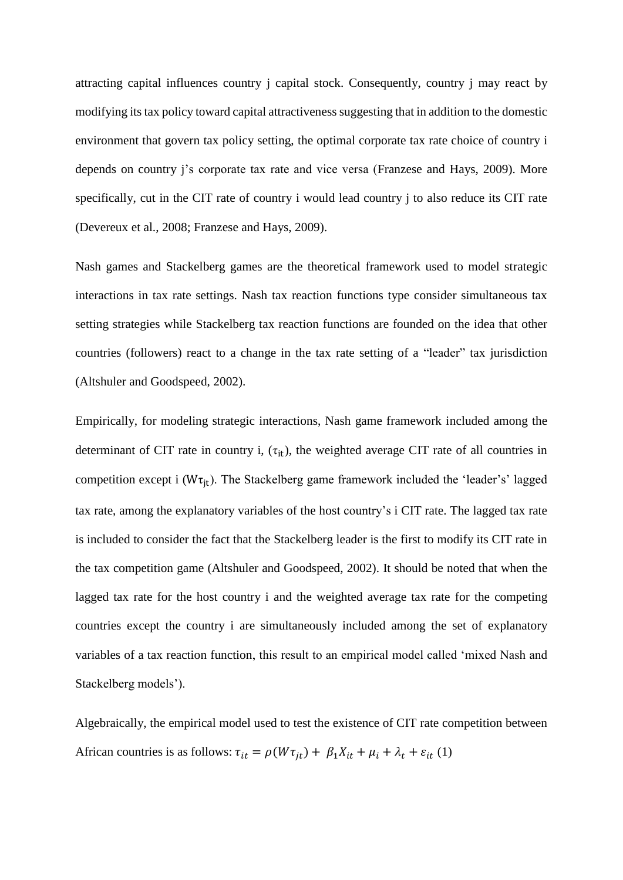attracting capital influences country j capital stock. Consequently, country j may react by modifying its tax policy toward capital attractiveness suggesting that in addition to the domestic environment that govern tax policy setting, the optimal corporate tax rate choice of country i depends on country j's corporate tax rate and vice versa (Franzese and Hays, 2009). More specifically, cut in the CIT rate of country i would lead country j to also reduce its CIT rate (Devereux et al., 2008; Franzese and Hays, 2009).

Nash games and Stackelberg games are the theoretical framework used to model strategic interactions in tax rate settings. Nash tax reaction functions type consider simultaneous tax setting strategies while Stackelberg tax reaction functions are founded on the idea that other countries (followers) react to a change in the tax rate setting of a "leader" tax jurisdiction (Altshuler and Goodspeed, 2002).

Empirically, for modeling strategic interactions, Nash game framework included among the determinant of CIT rate in country i, ($\tau_{it}$), the weighted average CIT rate of all countries in competition except i ($W\tau_{jt}$). The Stackelberg game framework included the 'leader's' lagged tax rate, among the explanatory variables of the host country's i CIT rate. The lagged tax rate is included to consider the fact that the Stackelberg leader is the first to modify its CIT rate in the tax competition game (Altshuler and Goodspeed, 2002). It should be noted that when the lagged tax rate for the host country i and the weighted average tax rate for the competing countries except the country i are simultaneously included among the set of explanatory variables of a tax reaction function, this result to an empirical model called 'mixed Nash and Stackelberg models').

Algebraically, the empirical model used to test the existence of CIT rate competition between African countries is as follows: $\tau_{it} = \rho(W\tau_{jt}) + \beta_1 X_{it} + \mu_i + \lambda_t + \varepsilon_{it}$ (1)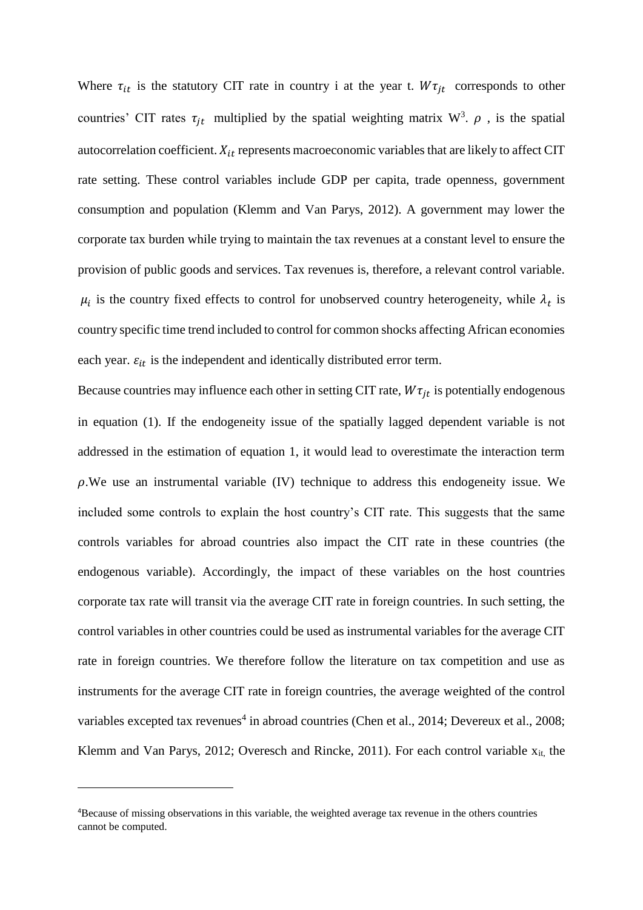Where $\tau_{it}$ is the statutory CIT rate in country i at the year t. $W\tau_{jt}$ corresponds to other countries' CIT rates $\tau_{jt}$ multiplied by the spatial weighting matrix W[3]. $\rho$ , is the spatial autocorrelation coefficient. $X_{it}$ represents macroeconomic variables that are likely to affect CIT rate setting. These control variables include GDP per capita, trade openness, government consumption and population (Klemm and Van Parys, 2012). A government may lower the corporate tax burden while trying to maintain the tax revenues at a constant level to ensure the provision of public goods and services. Tax revenues is, therefore, a relevant control variable. $\mu_i$ is the country fixed effects to control for unobserved country heterogeneity, while $\lambda_t$ is country specific time trend included to control for common shocks affecting African economies each year. $\varepsilon_{it}$ is the independent and identically distributed error term.

Because countries may influence each other in setting CIT rate, $W\tau_{jt}$ is potentially endogenous in equation (1). If the endogeneity issue of the spatially lagged dependent variable is not addressed in the estimation of equation 1, it would lead to overestimate the interaction term $\rho$.We use an instrumental variable (IV) technique to address this endogeneity issue. We included some controls to explain the host country's CIT rate. This suggests that the same controls variables for abroad countries also impact the CIT rate in these countries (the endogenous variable). Accordingly, the impact of these variables on the host countries corporate tax rate will transit via the average CIT rate in foreign countries. In such setting, the control variables in other countries could be used as instrumental variables for the average CIT rate in foreign countries. We therefore follow the literature on tax competition and use as instruments for the average CIT rate in foreign countries, the average weighted of the control variables excepted tax revenues[4] in abroad countries (Chen et al., 2014; Devereux et al., 2008; Klemm and Van Parys, 2012; Overesch and Rincke, 2011). For each control variable $x_{it}$, the

[4]Because of missing observations in this variable, the weighted average tax revenue in the others countries cannot be computed.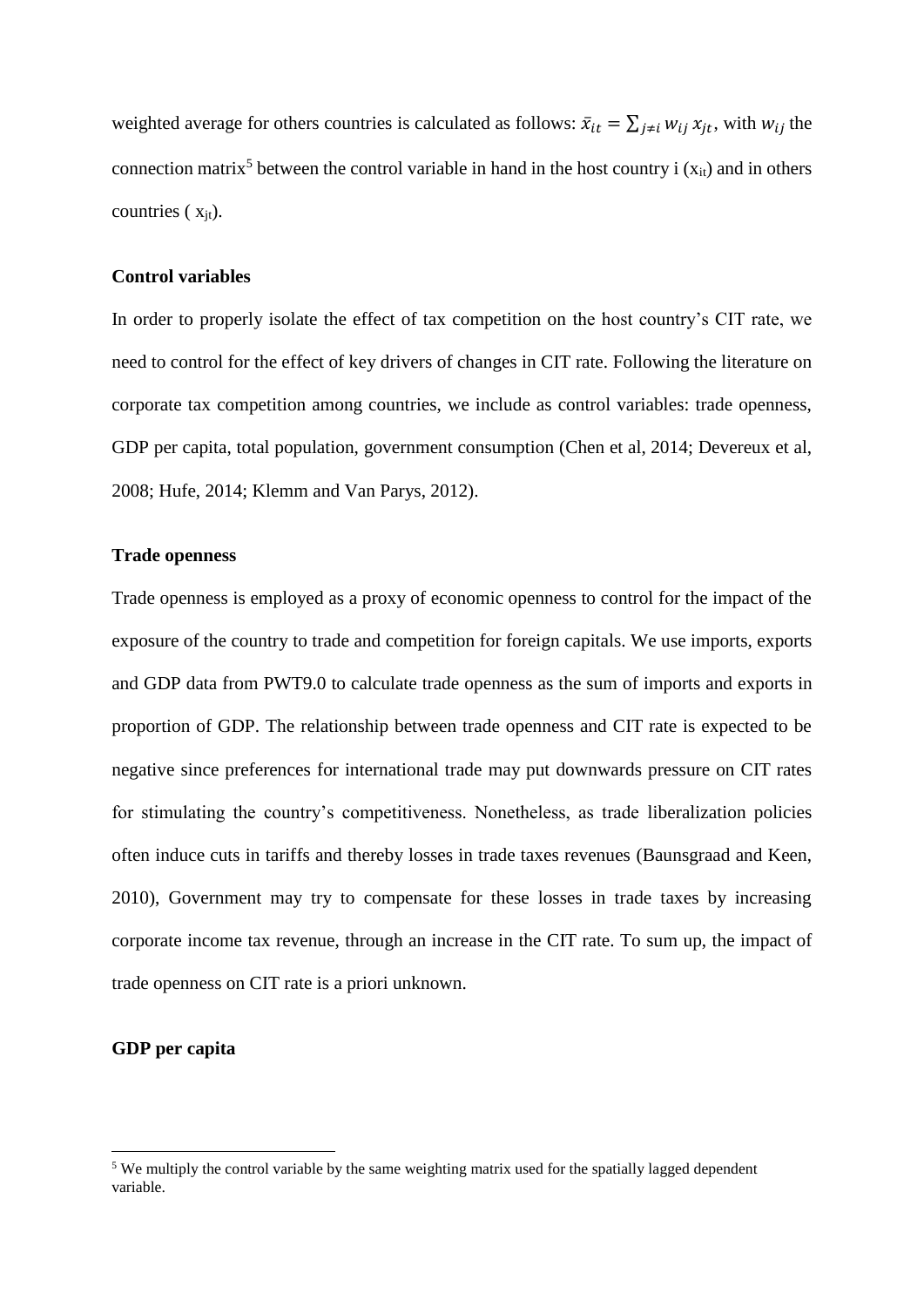weighted average for others countries is calculated as follows: $\bar{x}_{it} = \sum_{j \neq i} w_{ij} x_{jt}$, with $w_{ij}$ the connection matrix[5] between the control variable in hand in the host country i ($x_{it}$) and in others countries ( $x_{jt}$).

**Control variables**

In order to properly isolate the effect of tax competition on the host country's CIT rate, we need to control for the effect of key drivers of changes in CIT rate. Following the literature on corporate tax competition among countries, we include as control variables: trade openness, GDP per capita, total population, government consumption (Chen et al, 2014; Devereux et al, 2008; Hufe, 2014; Klemm and Van Parys, 2012).

**Trade openness**

Trade openness is employed as a proxy of economic openness to control for the impact of the exposure of the country to trade and competition for foreign capitals. We use imports, exports and GDP data from PWT9.0 to calculate trade openness as the sum of imports and exports in proportion of GDP. The relationship between trade openness and CIT rate is expected to be negative since preferences for international trade may put downwards pressure on CIT rates for stimulating the country's competitiveness. Nonetheless, as trade liberalization policies often induce cuts in tariffs and thereby losses in trade taxes revenues (Baunsgraad and Keen, 2010), Government may try to compensate for these losses in trade taxes by increasing corporate income tax revenue, through an increase in the CIT rate. To sum up, the impact of trade openness on CIT rate is a priori unknown.

**GDP per capita**

[5] We multiply the control variable by the same weighting matrix used for the spatially lagged dependent variable.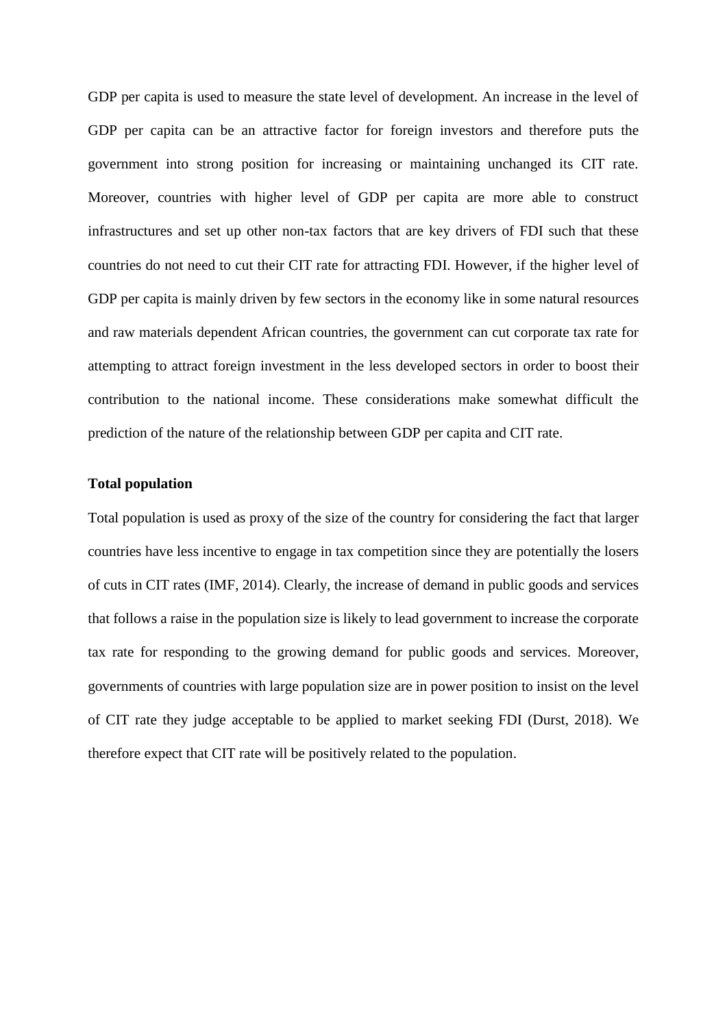GDP per capita is used to measure the state level of development. An increase in the level of GDP per capita can be an attractive factor for foreign investors and therefore puts the government into strong position for increasing or maintaining unchanged its CIT rate. Moreover, countries with higher level of GDP per capita are more able to construct infrastructures and set up other non-tax factors that are key drivers of FDI such that these countries do not need to cut their CIT rate for attracting FDI. However, if the higher level of GDP per capita is mainly driven by few sectors in the economy like in some natural resources and raw materials dependent African countries, the government can cut corporate tax rate for attempting to attract foreign investment in the less developed sectors in order to boost their contribution to the national income. These considerations make somewhat difficult the prediction of the nature of the relationship between GDP per capita and CIT rate.

**Total population**

Total population is used as proxy of the size of the country for considering the fact that larger countries have less incentive to engage in tax competition since they are potentially the losers of cuts in CIT rates (IMF, 2014). Clearly, the increase of demand in public goods and services that follows a raise in the population size is likely to lead government to increase the corporate tax rate for responding to the growing demand for public goods and services. Moreover, governments of countries with large population size are in power position to insist on the level of CIT rate they judge acceptable to be applied to market seeking FDI (Durst, 2018). We therefore expect that CIT rate will be positively related to the population.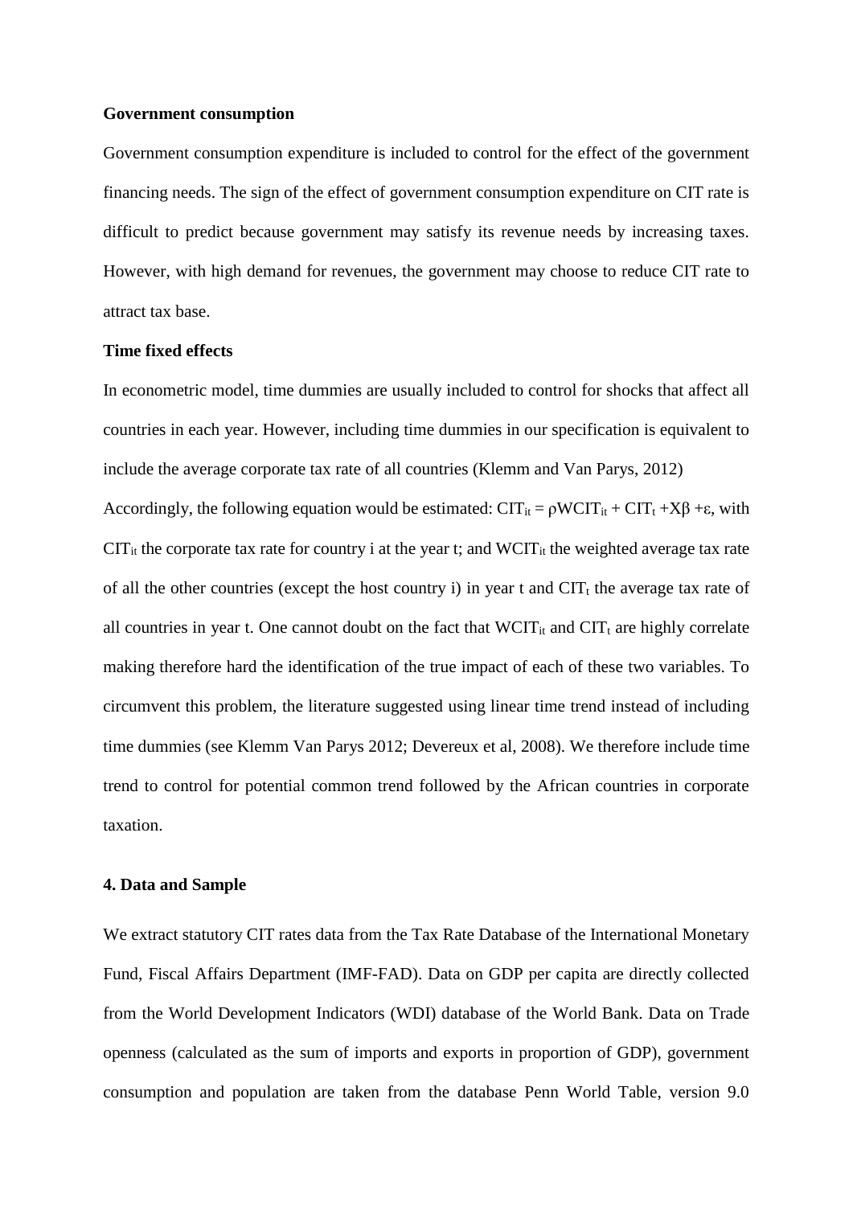**Government consumption**

Government consumption expenditure is included to control for the effect of the government financing needs. The sign of the effect of government consumption expenditure on CIT rate is difficult to predict because government may satisfy its revenue needs by increasing taxes. However, with high demand for revenues, the government may choose to reduce CIT rate to attract tax base.

**Time fixed effects**

In econometric model, time dummies are usually included to control for shocks that affect all countries in each year. However, including time dummies in our specification is equivalent to include the average corporate tax rate of all countries (Klemm and Van Parys, 2012)

Accordingly, the following equation would be estimated: $CIT_{it} = \rho WCIT_{it} + CIT_t + X\beta + \varepsilon$, with $CIT_{it}$ the corporate tax rate for country i at the year t; and $WCIT_{it}$ the weighted average tax rate of all the other countries (except the host country i) in year t and $CIT_t$ the average tax rate of all countries in year t. One cannot doubt on the fact that $WCIT_{it}$ and $CIT_t$ are highly correlate making therefore hard the identification of the true impact of each of these two variables. To circumvent this problem, the literature suggested using linear time trend instead of including time dummies (see Klemm Van Parys 2012; Devereux et al, 2008). We therefore include time trend to control for potential common trend followed by the African countries in corporate taxation.

## 4. Data and Sample

We extract statutory CIT rates data from the Tax Rate Database of the International Monetary Fund, Fiscal Affairs Department (IMF-FAD). Data on GDP per capita are directly collected from the World Development Indicators (WDI) database of the World Bank. Data on Trade openness (calculated as the sum of imports and exports in proportion of GDP), government consumption and population are taken from the database Penn World Table, version 9.0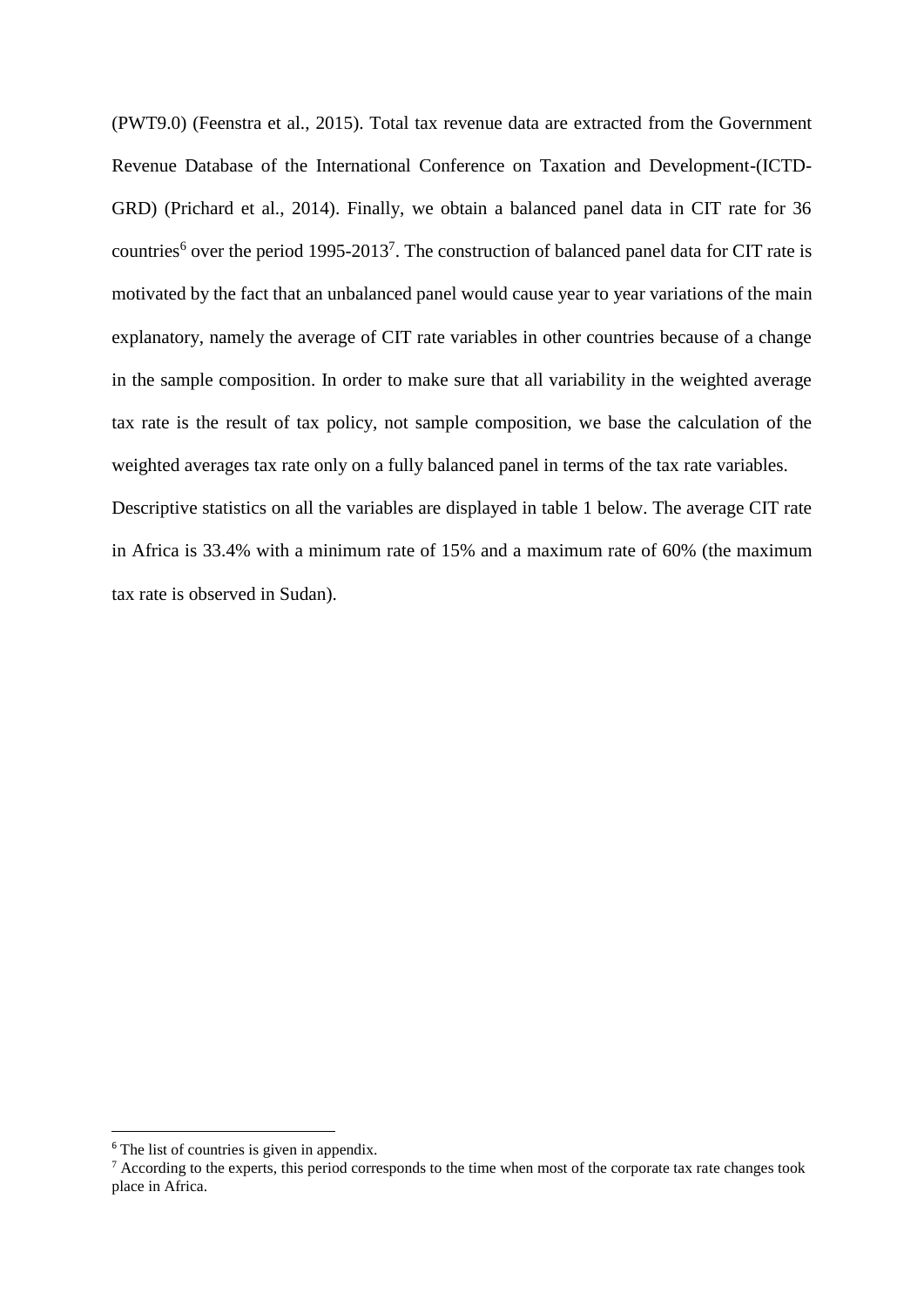(PWT9.0) (Feenstra et al., 2015). Total tax revenue data are extracted from the Government Revenue Database of the International Conference on Taxation and Development-(ICTD-GRD) (Prichard et al., 2014). Finally, we obtain a balanced panel data in CIT rate for 36 countries[6] over the period 1995-2013[7]. The construction of balanced panel data for CIT rate is motivated by the fact that an unbalanced panel would cause year to year variations of the main explanatory, namely the average of CIT rate variables in other countries because of a change in the sample composition. In order to make sure that all variability in the weighted average tax rate is the result of tax policy, not sample composition, we base the calculation of the weighted averages tax rate only on a fully balanced panel in terms of the tax rate variables.

Descriptive statistics on all the variables are displayed in table 1 below. The average CIT rate in Africa is 33.4% with a minimum rate of 15% and a maximum rate of 60% (the maximum tax rate is observed in Sudan).

[6] The list of countries is given in appendix.

[7] According to the experts, this period corresponds to the time when most of the corporate tax rate changes took place in Africa.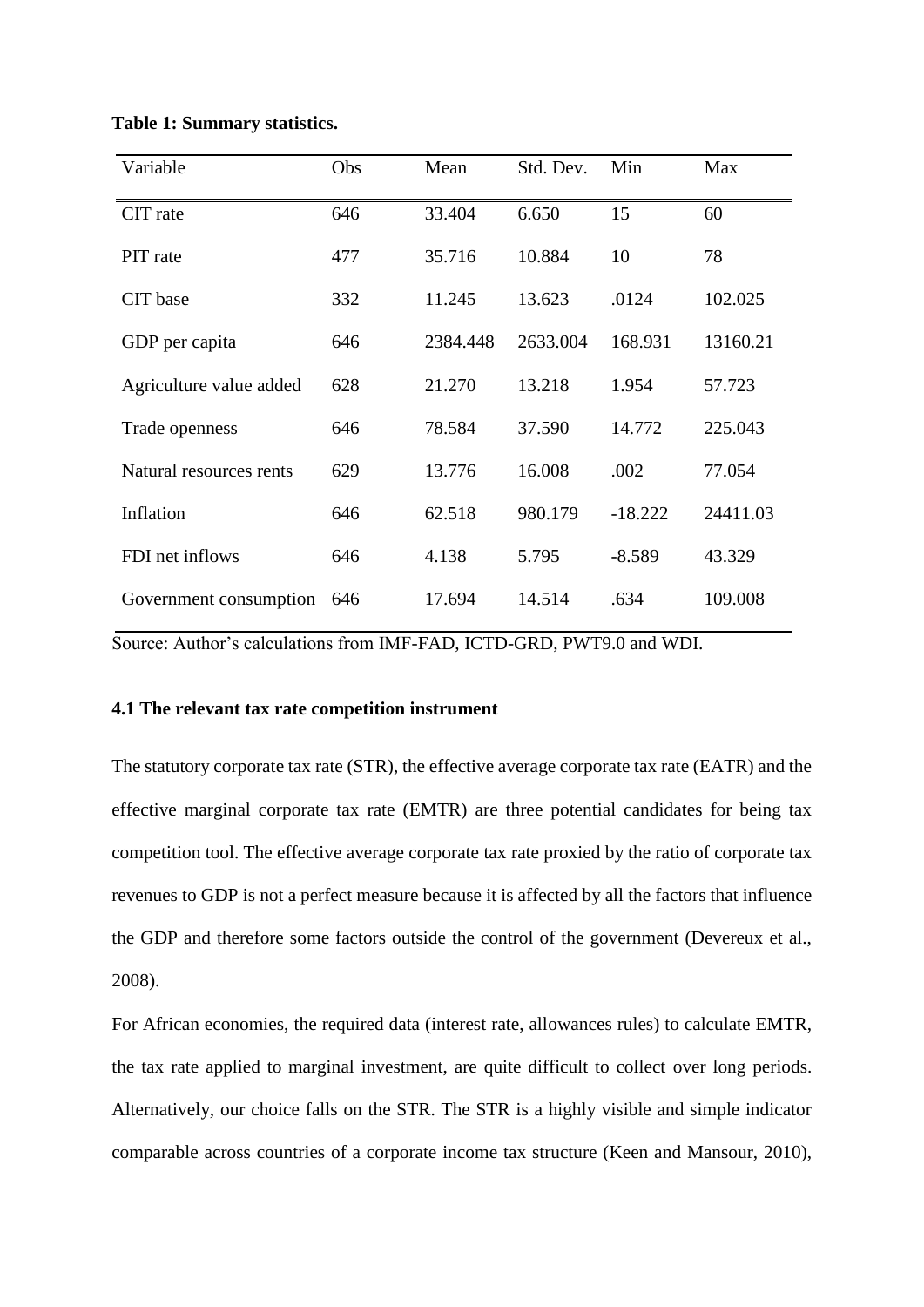**Table 1: Summary statistics.**

| Variable | Obs | Mean | Std. Dev. | Min | Max |
|---|---|---|---|---|---|
| CIT rate | 646 | 33.404 | 6.650 | 15 | 60 |
| PIT rate | 477 | 35.716 | 10.884 | 10 | 78 |
| CIT base | 332 | 11.245 | 13.623 | .0124 | 102.025 |
| GDP per capita | 646 | 2384.448 | 2633.004 | 168.931 | 13160.21 |
| Agriculture value added | 628 | 21.270 | 13.218 | 1.954 | 57.723 |
| Trade openness | 646 | 78.584 | 37.590 | 14.772 | 225.043 |
| Natural resources rents | 629 | 13.776 | 16.008 | .002 | 77.054 |
| Inflation | 646 | 62.518 | 980.179 | -18.222 | 24411.03 |
| FDI net inflows | 646 | 4.138 | 5.795 | -8.589 | 43.329 |
| Government consumption | 646 | 17.694 | 14.514 | .634 | 109.008 |

Source: Author's calculations from IMF-FAD, ICTD-GRD, PWT9.0 and WDI.

### 4.1 The relevant tax rate competition instrument

The statutory corporate tax rate (STR), the effective average corporate tax rate (EATR) and the effective marginal corporate tax rate (EMTR) are three potential candidates for being tax competition tool. The effective average corporate tax rate proxied by the ratio of corporate tax revenues to GDP is not a perfect measure because it is affected by all the factors that influence the GDP and therefore some factors outside the control of the government (Devereux et al., 2008).

For African economies, the required data (interest rate, allowances rules) to calculate EMTR, the tax rate applied to marginal investment, are quite difficult to collect over long periods. Alternatively, our choice falls on the STR. The STR is a highly visible and simple indicator comparable across countries of a corporate income tax structure (Keen and Mansour, 2010),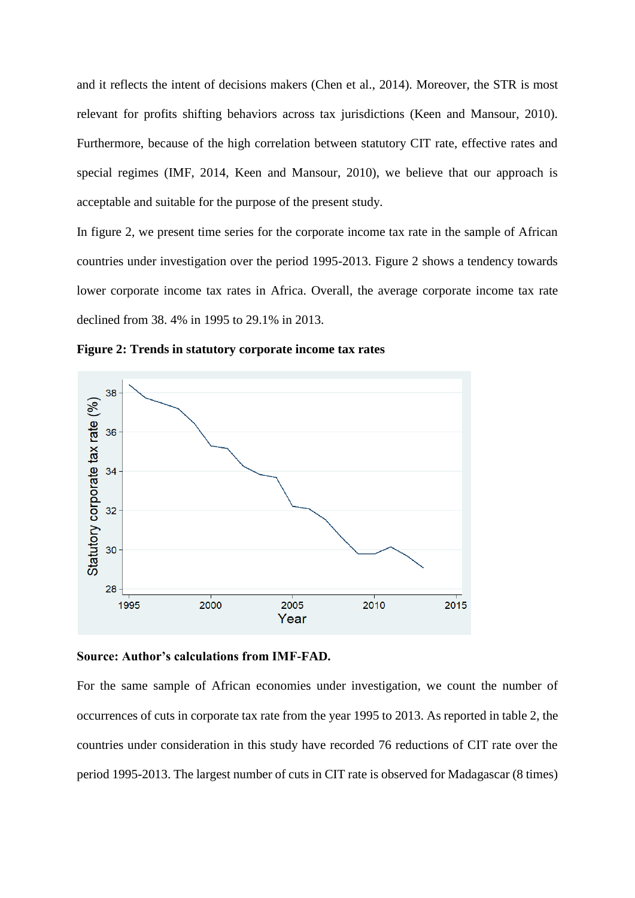and it reflects the intent of decisions makers (Chen et al., 2014). Moreover, the STR is most relevant for profits shifting behaviors across tax jurisdictions (Keen and Mansour, 2010). Furthermore, because of the high correlation between statutory CIT rate, effective rates and special regimes (IMF, 2014, Keen and Mansour, 2010), we believe that our approach is acceptable and suitable for the purpose of the present study.

In figure 2, we present time series for the corporate income tax rate in the sample of African countries under investigation over the period 1995-2013. Figure 2 shows a tendency towards lower corporate income tax rates in Africa. Overall, the average corporate income tax rate declined from 38. 4% in 1995 to 29.1% in 2013.

**Figure 2: Trends in statutory corporate income tax rates**

**Source: Author's calculations from IMF-FAD.**

For the same sample of African economies under investigation, we count the number of occurrences of cuts in corporate tax rate from the year 1995 to 2013. As reported in table 2, the countries under consideration in this study have recorded 76 reductions of CIT rate over the period 1995-2013. The largest number of cuts in CIT rate is observed for Madagascar (8 times)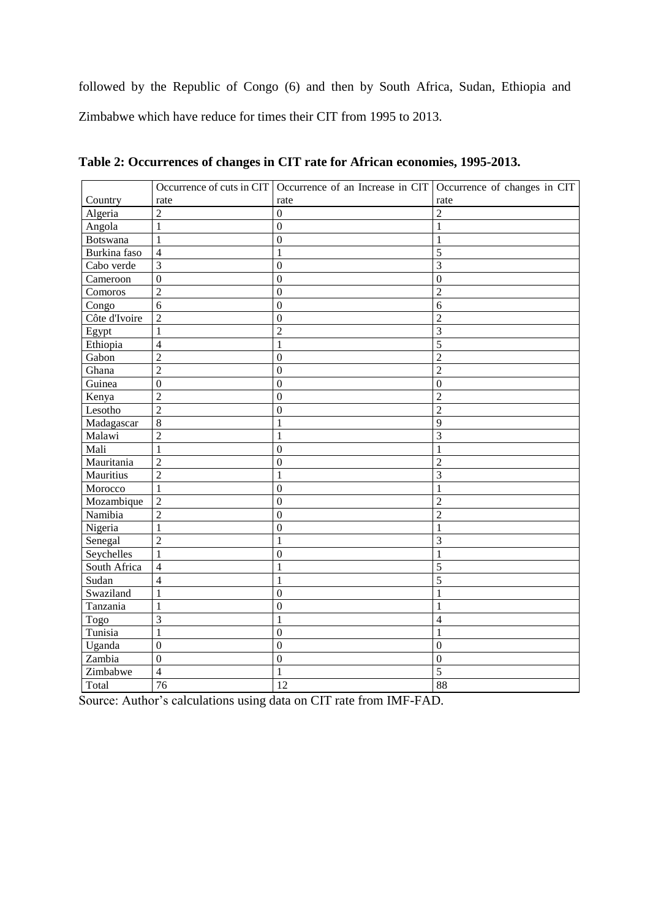followed by the Republic of Congo (6) and then by South Africa, Sudan, Ethiopia and Zimbabwe which have reduce for times their CIT from 1995 to 2013.

**Table 2: Occurrences of changes in CIT rate for African economies, 1995-2013.**

| Country | Occurrence of cuts in CIT rate | Occurrence of an Increase in CIT rate | Occurrence of changes in CIT rate |
|---|---|---|---|
| Algeria | 2 | 0 | 2 |
| Angola | 1 | 0 | 1 |
| Botswana | 1 | 0 | 1 |
| Burkina faso | 4 | 1 | 5 |
| Cabo verde | 3 | 0 | 3 |
| Cameroon | 0 | 0 | 0 |
| Comoros | 2 | 0 | 2 |
| Congo | 6 | 0 | 6 |
| Côte d'Ivoire | 2 | 0 | 2 |
| Egypt | 1 | 2 | 3 |
| Ethiopia | 4 | 1 | 5 |
| Gabon | 2 | 0 | 2 |
| Ghana | 2 | 0 | 2 |
| Guinea | 0 | 0 | 0 |
| Kenya | 2 | 0 | 2 |
| Lesotho | 2 | 0 | 2 |
| Madagascar | 8 | 1 | 9 |
| Malawi | 2 | 1 | 3 |
| Mali | 1 | 0 | 1 |
| Mauritania | 2 | 0 | 2 |
| Mauritius | 2 | 1 | 3 |
| Morocco | 1 | 0 | 1 |
| Mozambique | 2 | 0 | 2 |
| Namibia | 2 | 0 | 2 |
| Nigeria | 1 | 0 | 1 |
| Senegal | 2 | 1 | 3 |
| Seychelles | 1 | 0 | 1 |
| South Africa | 4 | 1 | 5 |
| Sudan | 4 | 1 | 5 |
| Swaziland | 1 | 0 | 1 |
| Tanzania | 1 | 0 | 1 |
| Togo | 3 | 1 | 4 |
| Tunisia | 1 | 0 | 1 |
| Uganda | 0 | 0 | 0 |
| Zambia | 0 | 0 | 0 |
| Zimbabwe | 4 | 1 | 5 |
| Total | 76 | 12 | 88 |

Source: Author's calculations using data on CIT rate from IMF-FAD.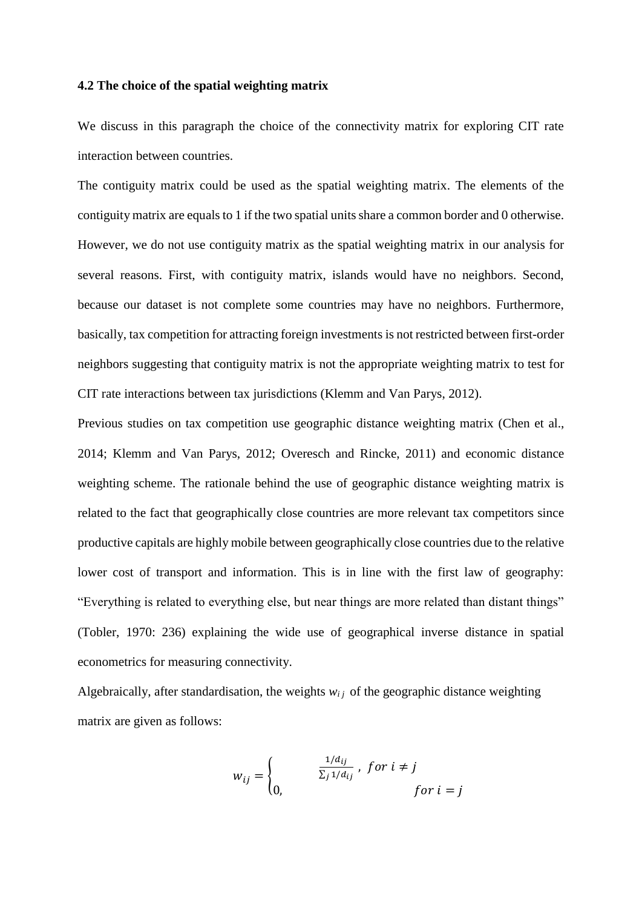### 4.2 The choice of the spatial weighting matrix

We discuss in this paragraph the choice of the connectivity matrix for exploring CIT rate interaction between countries.

The contiguity matrix could be used as the spatial weighting matrix. The elements of the contiguity matrix are equals to 1 if the two spatial units share a common border and 0 otherwise. However, we do not use contiguity matrix as the spatial weighting matrix in our analysis for several reasons. First, with contiguity matrix, islands would have no neighbors. Second, because our dataset is not complete some countries may have no neighbors. Furthermore, basically, tax competition for attracting foreign investments is not restricted between first-order neighbors suggesting that contiguity matrix is not the appropriate weighting matrix to test for CIT rate interactions between tax jurisdictions (Klemm and Van Parys, 2012).

Previous studies on tax competition use geographic distance weighting matrix (Chen et al., 2014; Klemm and Van Parys, 2012; Overesch and Rincke, 2011) and economic distance weighting scheme. The rationale behind the use of geographic distance weighting matrix is related to the fact that geographically close countries are more relevant tax competitors since productive capitals are highly mobile between geographically close countries due to the relative lower cost of transport and information. This is in line with the first law of geography: "Everything is related to everything else, but near things are more related than distant things" (Tobler, 1970: 236) explaining the wide use of geographical inverse distance in spatial econometrics for measuring connectivity.

Algebraically, after standardisation, the weights $w_{ij}$ of the geographic distance weighting matrix are given as follows:

$$w_{ij} = \begin{cases} \frac{1/d_{ij}}{\sum_j 1/d_{ij}}, & for\ i \neq j \\ 0, & for\ i = j \end{cases}$$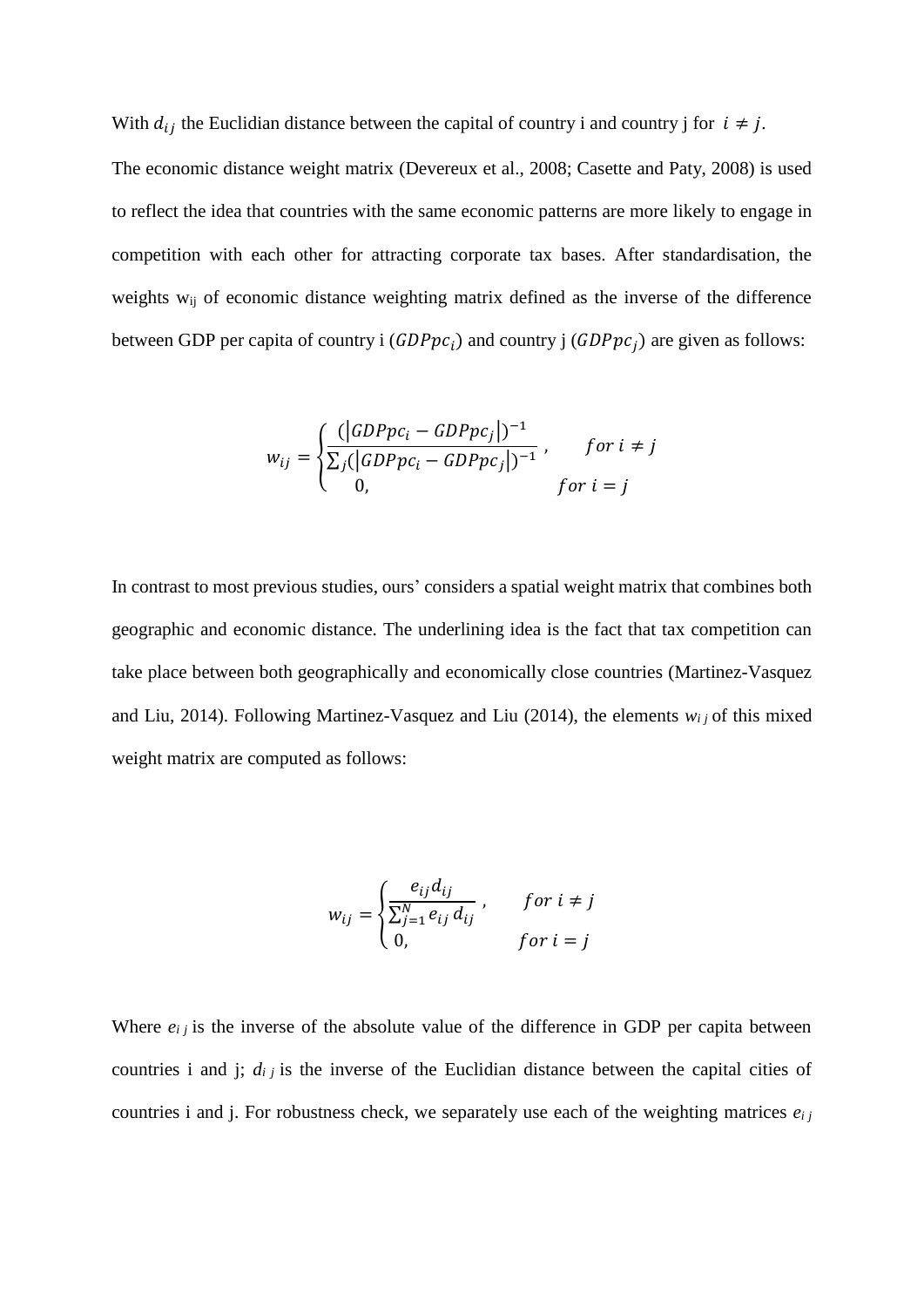With $d_{ij}$ the Euclidian distance between the capital of country i and country j for $i \neq j$.

The economic distance weight matrix (Devereux et al., 2008; Casette and Paty, 2008) is used to reflect the idea that countries with the same economic patterns are more likely to engage in competition with each other for attracting corporate tax bases. After standardisation, the weights $w_{ij}$ of economic distance weighting matrix defined as the inverse of the difference between GDP per capita of country i ($GDPpc_i$) and country j ($GDPpc_j$) are given as follows:

$$w_{ij} = \begin{cases} \dfrac{(\left|GDPpc_i - GDPpc_j\right|)^{-1}}{\sum_j(\left|GDPpc_i - GDPpc_j\right|)^{-1}}, & for\ i \neq j \\ 0, & for\ i = j \end{cases}$$

In contrast to most previous studies, ours' considers a spatial weight matrix that combines both geographic and economic distance. The underlining idea is the fact that tax competition can take place between both geographically and economically close countries (Martinez-Vasquez and Liu, 2014). Following Martinez-Vasquez and Liu (2014), the elements $w_{ij}$ of this mixed weight matrix are computed as follows:

$$w_{ij} = \begin{cases} \dfrac{e_{ij} d_{ij}}{\sum_{j=1}^{N} e_{ij}\, d_{ij}}, & for\ i \neq j \\ 0, & for\ i = j \end{cases}$$

Where $e_{ij}$ is the inverse of the absolute value of the difference in GDP per capita between countries i and j; $d_{ij}$ is the inverse of the Euclidian distance between the capital cities of countries i and j. For robustness check, we separately use each of the weighting matrices $e_{ij}$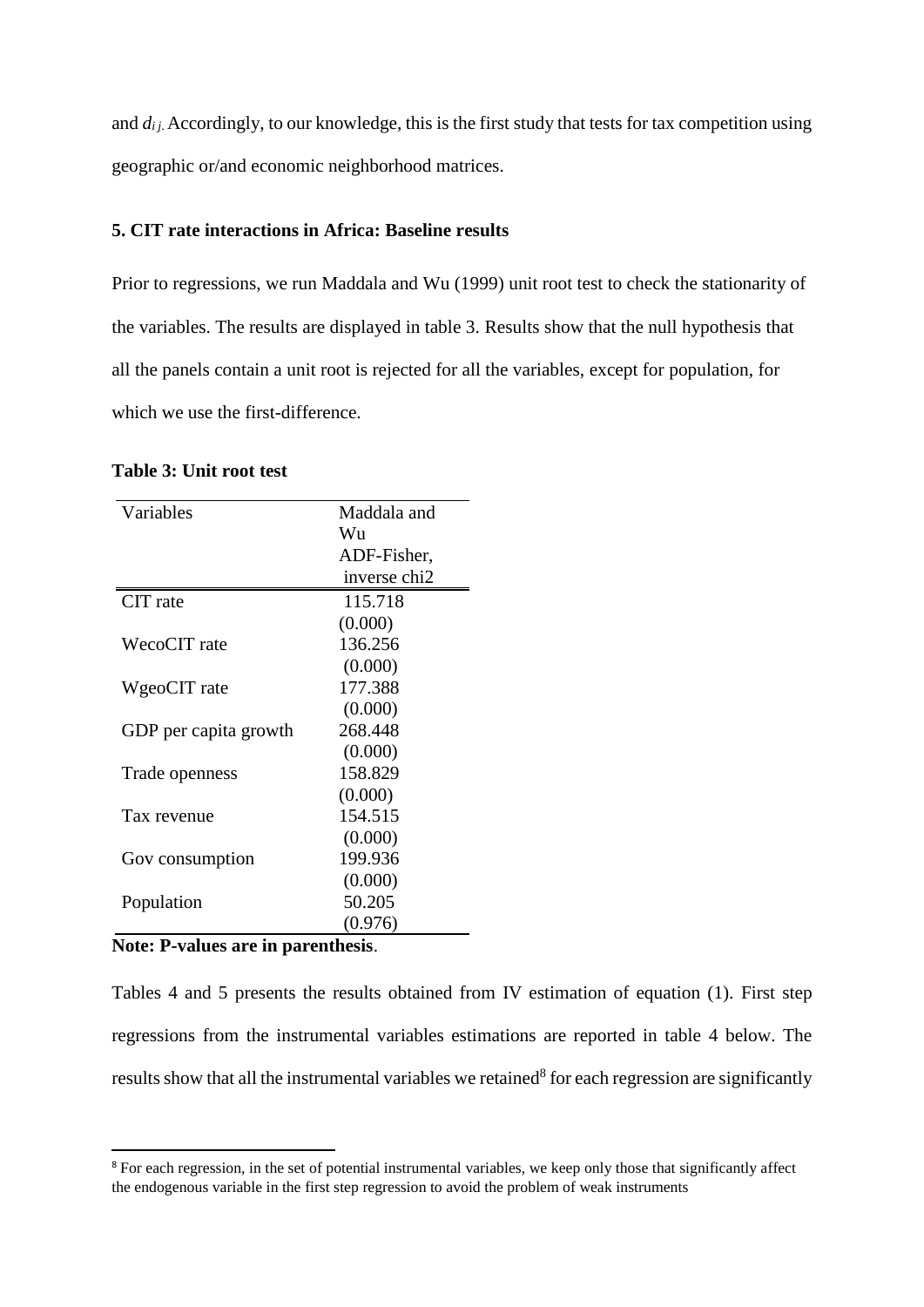and $d_{ij}$. Accordingly, to our knowledge, this is the first study that tests for tax competition using geographic or/and economic neighborhood matrices.

## 5. CIT rate interactions in Africa: Baseline results

Prior to regressions, we run Maddala and Wu (1999) unit root test to check the stationarity of the variables. The results are displayed in table 3. Results show that the null hypothesis that all the panels contain a unit root is rejected for all the variables, except for population, for which we use the first-difference.

**Table 3: Unit root test**

| Variables | Maddala and Wu ADF-Fisher, inverse chi2 |
|---|---|
| CIT rate | 115.718 |
| | (0.000) |
| WecoCIT rate | 136.256 |
| | (0.000) |
| WgeoCIT rate | 177.388 |
| | (0.000) |
| GDP per capita growth | 268.448 |
| | (0.000) |
| Trade openness | 158.829 |
| | (0.000) |
| Tax revenue | 154.515 |
| | (0.000) |
| Gov consumption | 199.936 |
| | (0.000) |
| Population | 50.205 |
| | (0.976) |

**Note: P-values are in parenthesis**.

Tables 4 and 5 presents the results obtained from IV estimation of equation (1). First step regressions from the instrumental variables estimations are reported in table 4 below. The results show that all the instrumental variables we retained[8] for each regression are significantly

[8] For each regression, in the set of potential instrumental variables, we keep only those that significantly affect the endogenous variable in the first step regression to avoid the problem of weak instruments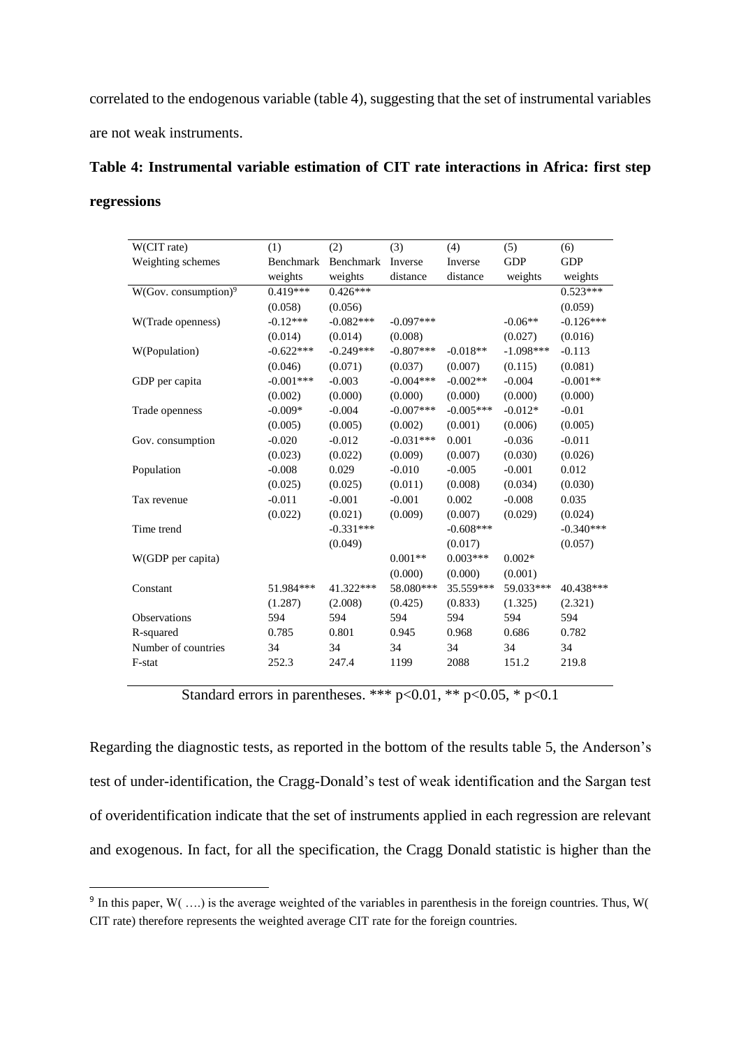correlated to the endogenous variable (table 4), suggesting that the set of instrumental variables are not weak instruments.

**Table 4: Instrumental variable estimation of CIT rate interactions in Africa: first step regressions**

| W(CIT rate) | (1) | (2) | (3) | (4) | (5) | (6) |
|---|---|---|---|---|---|---|
| Weighting schemes | Benchmark weights | Benchmark weights | Inverse distance | Inverse distance | GDP weights | GDP weights |
| W(Gov. consumption)[9] | 0.419*** | 0.426*** | | | | 0.523*** |
| | (0.058) | (0.056) | | | | (0.059) |
| W(Trade openness) | -0.12*** | -0.082*** | -0.097*** | | -0.06** | -0.126*** |
| | (0.014) | (0.014) | (0.008) | | (0.027) | (0.016) |
| W(Population) | -0.622*** | -0.249*** | -0.807*** | -0.018** | -1.098*** | -0.113 |
| | (0.046) | (0.071) | (0.037) | (0.007) | (0.115) | (0.081) |
| GDP per capita | -0.001*** | -0.003 | -0.004*** | -0.002** | -0.004 | -0.001** |
| | (0.002) | (0.000) | (0.000) | (0.000) | (0.000) | (0.000) |
| Trade openness | -0.009* | -0.004 | -0.007*** | -0.005*** | -0.012* | -0.01 |
| | (0.005) | (0.005) | (0.002) | (0.001) | (0.006) | (0.005) |
| Gov. consumption | -0.020 | -0.012 | -0.031*** | 0.001 | -0.036 | -0.011 |
| | (0.023) | (0.022) | (0.009) | (0.007) | (0.030) | (0.026) |
| Population | -0.008 | 0.029 | -0.010 | -0.005 | -0.001 | 0.012 |
| | (0.025) | (0.025) | (0.011) | (0.008) | (0.034) | (0.030) |
| Tax revenue | -0.011 | -0.001 | -0.001 | 0.002 | -0.008 | 0.035 |
| | (0.022) | (0.021) | (0.009) | (0.007) | (0.029) | (0.024) |
| Time trend | | -0.331*** | | -0.608*** | | -0.340*** |
| | | (0.049) | | (0.017) | | (0.057) |
| W(GDP per capita) | | | 0.001** | 0.003*** | 0.002* | |
| | | | (0.000) | (0.000) | (0.001) | |
| Constant | 51.984*** | 41.322*** | 58.080*** | 35.559*** | 59.033*** | 40.438*** |
| | (1.287) | (2.008) | (0.425) | (0.833) | (1.325) | (2.321) |
| Observations | 594 | 594 | 594 | 594 | 594 | 594 |
| R-squared | 0.785 | 0.801 | 0.945 | 0.968 | 0.686 | 0.782 |
| Number of countries | 34 | 34 | 34 | 34 | 34 | 34 |
| F-stat | 252.3 | 247.4 | 1199 | 2088 | 151.2 | 219.8 |

Standard errors in parentheses. *** p<0.01, ** p<0.05, * p<0.1

Regarding the diagnostic tests, as reported in the bottom of the results table 5, the Anderson's test of under-identification, the Cragg-Donald's test of weak identification and the Sargan test of overidentification indicate that the set of instruments applied in each regression are relevant and exogenous. In fact, for all the specification, the Cragg Donald statistic is higher than the

[9] In this paper, W( ….) is the average weighted of the variables in parenthesis in the foreign countries. Thus, W( CIT rate) therefore represents the weighted average CIT rate for the foreign countries.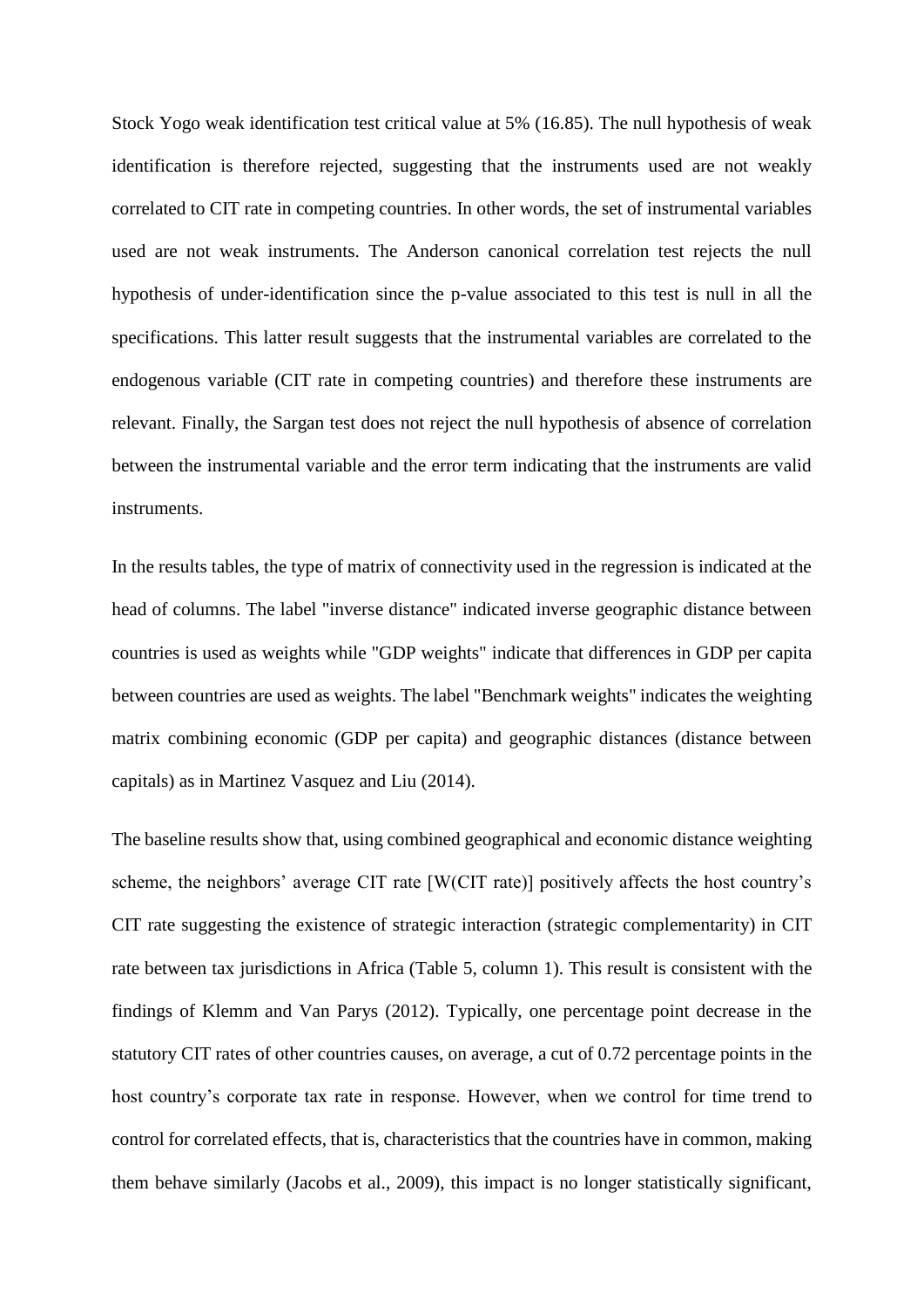Stock Yogo weak identification test critical value at 5% (16.85). The null hypothesis of weak identification is therefore rejected, suggesting that the instruments used are not weakly correlated to CIT rate in competing countries. In other words, the set of instrumental variables used are not weak instruments. The Anderson canonical correlation test rejects the null hypothesis of under-identification since the p-value associated to this test is null in all the specifications. This latter result suggests that the instrumental variables are correlated to the endogenous variable (CIT rate in competing countries) and therefore these instruments are relevant. Finally, the Sargan test does not reject the null hypothesis of absence of correlation between the instrumental variable and the error term indicating that the instruments are valid instruments.

In the results tables, the type of matrix of connectivity used in the regression is indicated at the head of columns. The label "inverse distance" indicated inverse geographic distance between countries is used as weights while "GDP weights" indicate that differences in GDP per capita between countries are used as weights. The label "Benchmark weights" indicates the weighting matrix combining economic (GDP per capita) and geographic distances (distance between capitals) as in Martinez Vasquez and Liu (2014).

The baseline results show that, using combined geographical and economic distance weighting scheme, the neighbors' average CIT rate [W(CIT rate)] positively affects the host country's CIT rate suggesting the existence of strategic interaction (strategic complementarity) in CIT rate between tax jurisdictions in Africa (Table 5, column 1). This result is consistent with the findings of Klemm and Van Parys (2012). Typically, one percentage point decrease in the statutory CIT rates of other countries causes, on average, a cut of 0.72 percentage points in the host country's corporate tax rate in response. However, when we control for time trend to control for correlated effects, that is, characteristics that the countries have in common, making them behave similarly (Jacobs et al., 2009), this impact is no longer statistically significant,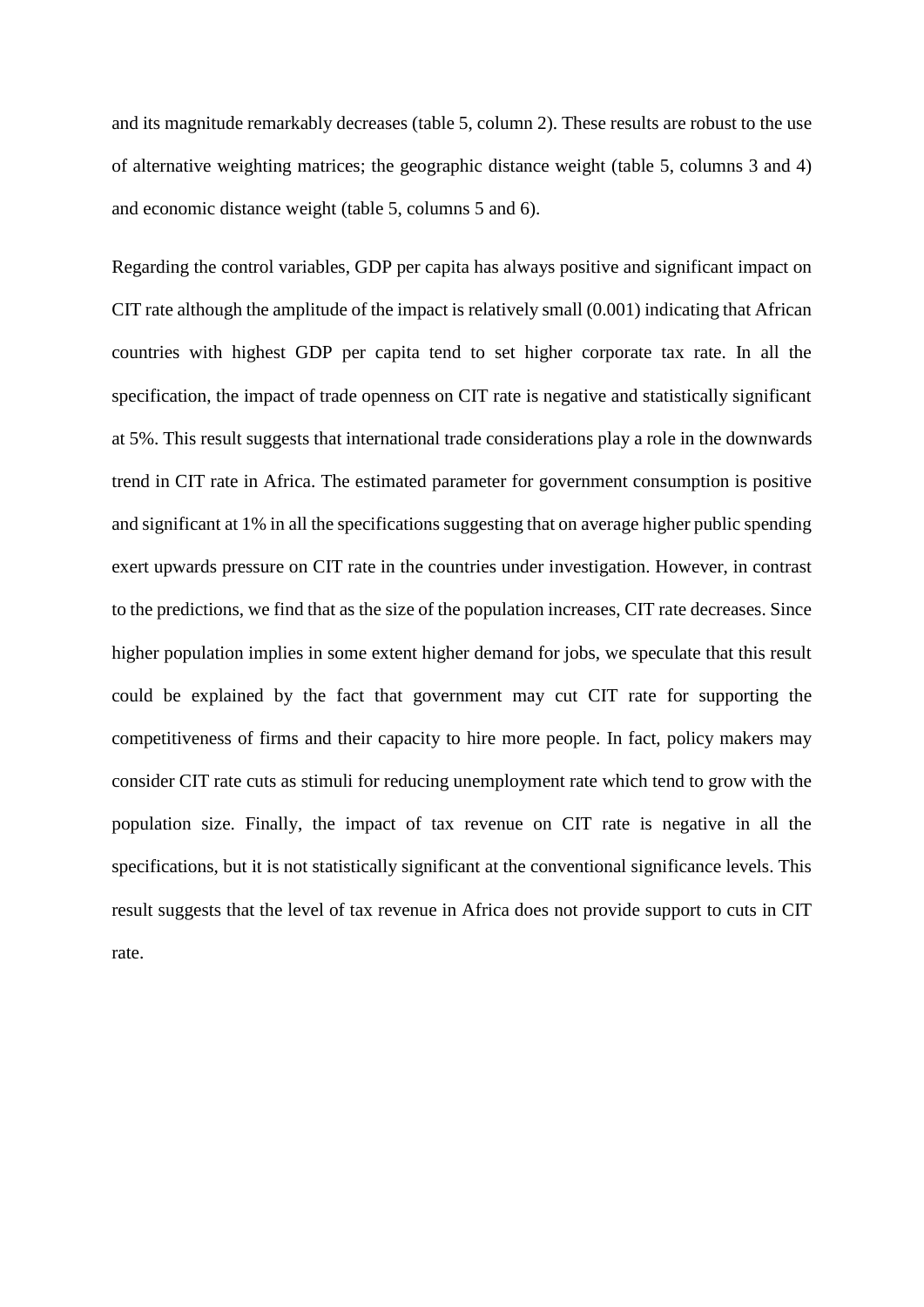and its magnitude remarkably decreases (table 5, column 2). These results are robust to the use of alternative weighting matrices; the geographic distance weight (table 5, columns 3 and 4) and economic distance weight (table 5, columns 5 and 6).

Regarding the control variables, GDP per capita has always positive and significant impact on CIT rate although the amplitude of the impact is relatively small (0.001) indicating that African countries with highest GDP per capita tend to set higher corporate tax rate. In all the specification, the impact of trade openness on CIT rate is negative and statistically significant at 5%. This result suggests that international trade considerations play a role in the downwards trend in CIT rate in Africa. The estimated parameter for government consumption is positive and significant at 1% in all the specifications suggesting that on average higher public spending exert upwards pressure on CIT rate in the countries under investigation. However, in contrast to the predictions, we find that as the size of the population increases, CIT rate decreases. Since higher population implies in some extent higher demand for jobs, we speculate that this result could be explained by the fact that government may cut CIT rate for supporting the competitiveness of firms and their capacity to hire more people. In fact, policy makers may consider CIT rate cuts as stimuli for reducing unemployment rate which tend to grow with the population size. Finally, the impact of tax revenue on CIT rate is negative in all the specifications, but it is not statistically significant at the conventional significance levels. This result suggests that the level of tax revenue in Africa does not provide support to cuts in CIT rate.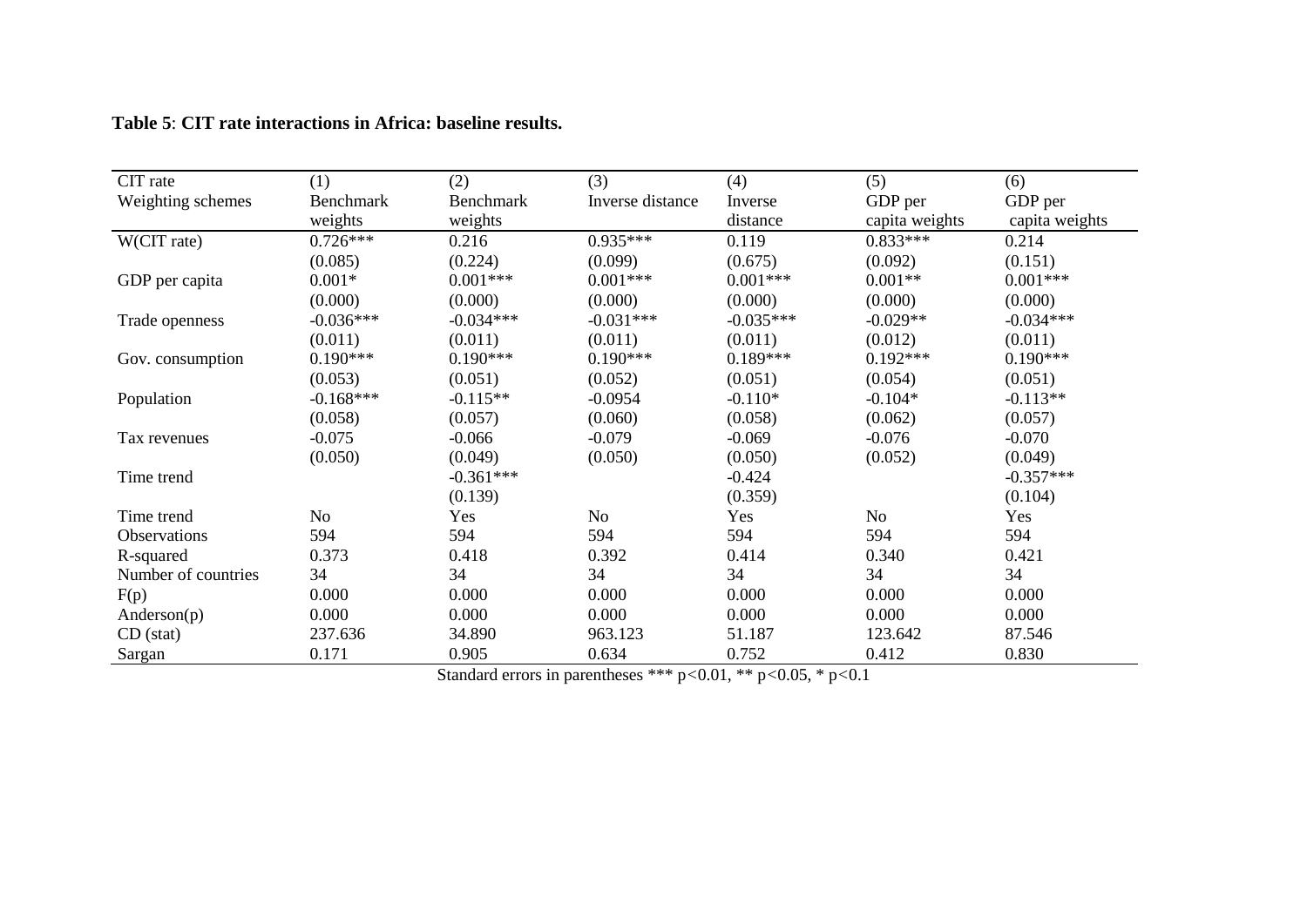**Table 5**: **CIT rate interactions in Africa: baseline results.**

| CIT rate | (1) | (2) | (3) | (4) | (5) | (6) |
|---|---|---|---|---|---|---|
| Weighting schemes | Benchmark weights | Benchmark weights | Inverse distance | Inverse distance | GDP per capita weights | GDP per capita weights |
| W(CIT rate) | 0.726*** | 0.216 | 0.935*** | 0.119 | 0.833*** | 0.214 |
| | (0.085) | (0.224) | (0.099) | (0.675) | (0.092) | (0.151) |
| GDP per capita | 0.001* | 0.001*** | 0.001*** | 0.001*** | 0.001** | 0.001*** |
| | (0.000) | (0.000) | (0.000) | (0.000) | (0.000) | (0.000) |
| Trade openness | -0.036*** | -0.034*** | -0.031*** | -0.035*** | -0.029** | -0.034*** |
| | (0.011) | (0.011) | (0.011) | (0.011) | (0.012) | (0.011) |
| Gov. consumption | 0.190*** | 0.190*** | 0.190*** | 0.189*** | 0.192*** | 0.190*** |
| | (0.053) | (0.051) | (0.052) | (0.051) | (0.054) | (0.051) |
| Population | -0.168*** | -0.115** | -0.0954 | -0.110* | -0.104* | -0.113** |
| | (0.058) | (0.057) | (0.060) | (0.058) | (0.062) | (0.057) |
| Tax revenues | -0.075 | -0.066 | -0.079 | -0.069 | -0.076 | -0.070 |
| | (0.050) | (0.049) | (0.050) | (0.050) | (0.052) | (0.049) |
| Time trend | | -0.361*** | | -0.424 | | -0.357*** |
| | | (0.139) | | (0.359) | | (0.104) |
| Time trend | No | Yes | No | Yes | No | Yes |
| Observations | 594 | 594 | 594 | 594 | 594 | 594 |
| R-squared | 0.373 | 0.418 | 0.392 | 0.414 | 0.340 | 0.421 |
| Number of countries | 34 | 34 | 34 | 34 | 34 | 34 |
| F(p) | 0.000 | 0.000 | 0.000 | 0.000 | 0.000 | 0.000 |
| Anderson(p) | 0.000 | 0.000 | 0.000 | 0.000 | 0.000 | 0.000 |
| CD (stat) | 237.636 | 34.890 | 963.123 | 51.187 | 123.642 | 87.546 |
| Sargan | 0.171 | 0.905 | 0.634 | 0.752 | 0.412 | 0.830 |

Standard errors in parentheses *** $p<0.01$, ** $p<0.05$, * $p<0.1$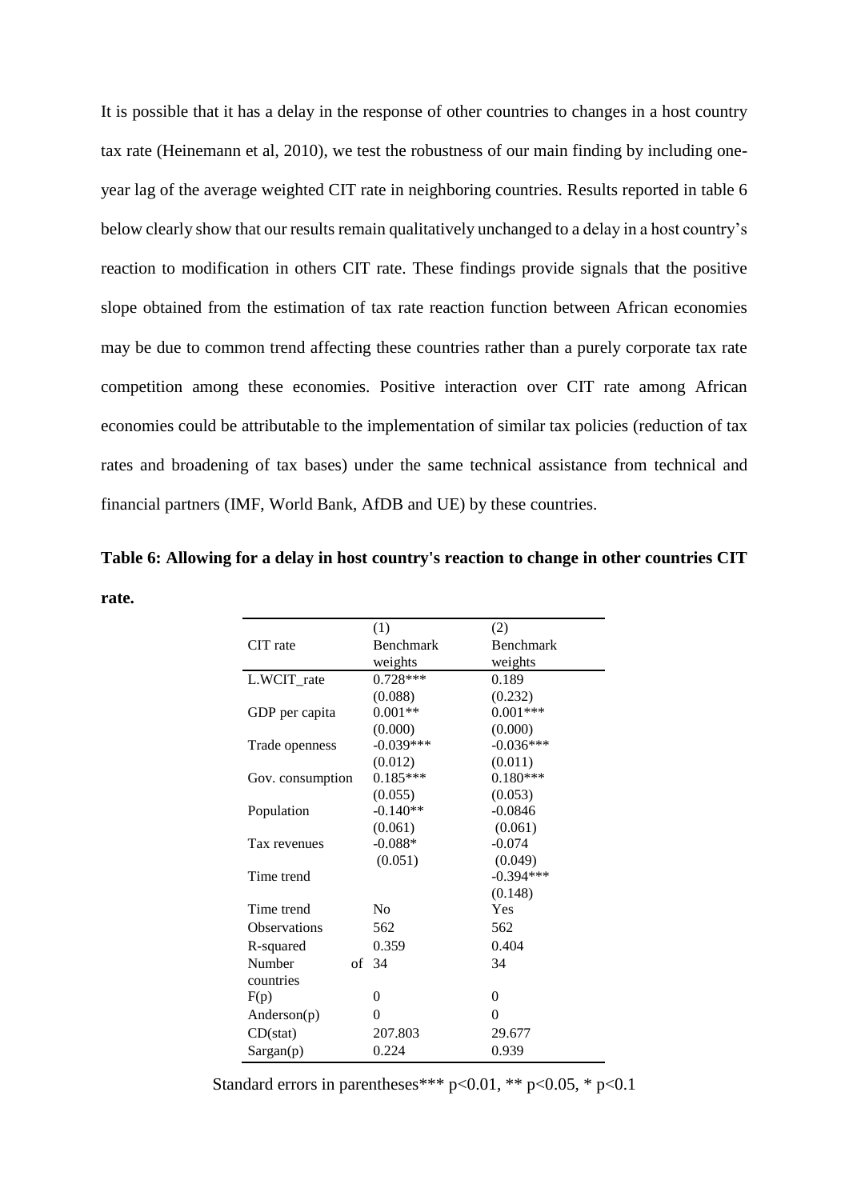It is possible that it has a delay in the response of other countries to changes in a host country tax rate (Heinemann et al, 2010), we test the robustness of our main finding by including one-year lag of the average weighted CIT rate in neighboring countries. Results reported in table 6 below clearly show that our results remain qualitatively unchanged to a delay in a host country's reaction to modification in others CIT rate. These findings provide signals that the positive slope obtained from the estimation of tax rate reaction function between African economies may be due to common trend affecting these countries rather than a purely corporate tax rate competition among these economies. Positive interaction over CIT rate among African economies could be attributable to the implementation of similar tax policies (reduction of tax rates and broadening of tax bases) under the same technical assistance from technical and financial partners (IMF, World Bank, AfDB and UE) by these countries.

**Table 6: Allowing for a delay in host country's reaction to change in other countries CIT rate.**

| CIT rate | (1) Benchmark weights | (2) Benchmark weights |
|---|---|---|
| L.WCIT_rate | 0.728*** | 0.189 |
| | (0.088) | (0.232) |
| GDP per capita | 0.001** | 0.001*** |
| | (0.000) | (0.000) |
| Trade openness | -0.039*** | -0.036*** |
| | (0.012) | (0.011) |
| Gov. consumption | 0.185*** | 0.180*** |
| | (0.055) | (0.053) |
| Population | -0.140** | -0.0846 |
| | (0.061) | (0.061) |
| Tax revenues | -0.088* | -0.074 |
| | (0.051) | (0.049) |
| Time trend | | -0.394*** |
| | | (0.148) |
| Time trend | No | Yes |
| Observations | 562 | 562 |
| R-squared | 0.359 | 0.404 |
| Number of countries | 34 | 34 |
| F(p) | 0 | 0 |
| Anderson(p) | 0 | 0 |
| CD(stat) | 207.803 | 29.677 |
| Sargan(p) | 0.224 | 0.939 |

Standard errors in parentheses*** p<0.01, ** p<0.05, * p<0.1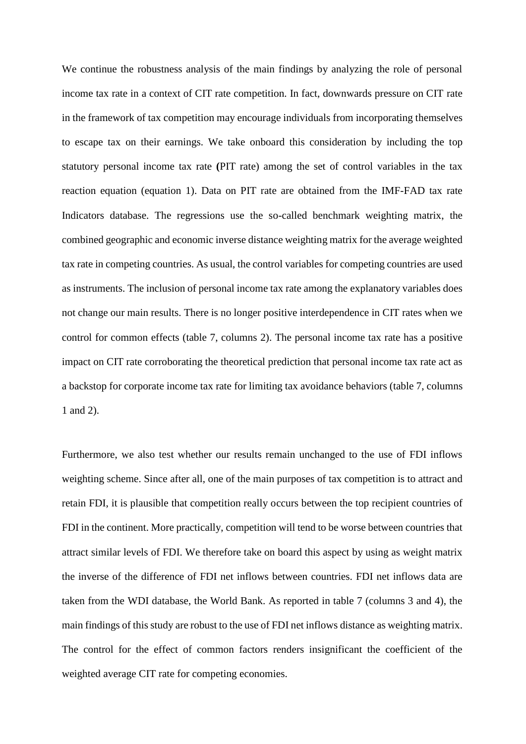We continue the robustness analysis of the main findings by analyzing the role of personal income tax rate in a context of CIT rate competition. In fact, downwards pressure on CIT rate in the framework of tax competition may encourage individuals from incorporating themselves to escape tax on their earnings. We take onboard this consideration by including the top statutory personal income tax rate **(**PIT rate) among the set of control variables in the tax reaction equation (equation 1). Data on PIT rate are obtained from the IMF-FAD tax rate Indicators database. The regressions use the so-called benchmark weighting matrix, the combined geographic and economic inverse distance weighting matrix for the average weighted tax rate in competing countries. As usual, the control variables for competing countries are used as instruments. The inclusion of personal income tax rate among the explanatory variables does not change our main results. There is no longer positive interdependence in CIT rates when we control for common effects (table 7, columns 2). The personal income tax rate has a positive impact on CIT rate corroborating the theoretical prediction that personal income tax rate act as a backstop for corporate income tax rate for limiting tax avoidance behaviors (table 7, columns 1 and 2).

Furthermore, we also test whether our results remain unchanged to the use of FDI inflows weighting scheme. Since after all, one of the main purposes of tax competition is to attract and retain FDI, it is plausible that competition really occurs between the top recipient countries of FDI in the continent. More practically, competition will tend to be worse between countries that attract similar levels of FDI. We therefore take on board this aspect by using as weight matrix the inverse of the difference of FDI net inflows between countries. FDI net inflows data are taken from the WDI database, the World Bank. As reported in table 7 (columns 3 and 4), the main findings of this study are robust to the use of FDI net inflows distance as weighting matrix. The control for the effect of common factors renders insignificant the coefficient of the weighted average CIT rate for competing economies.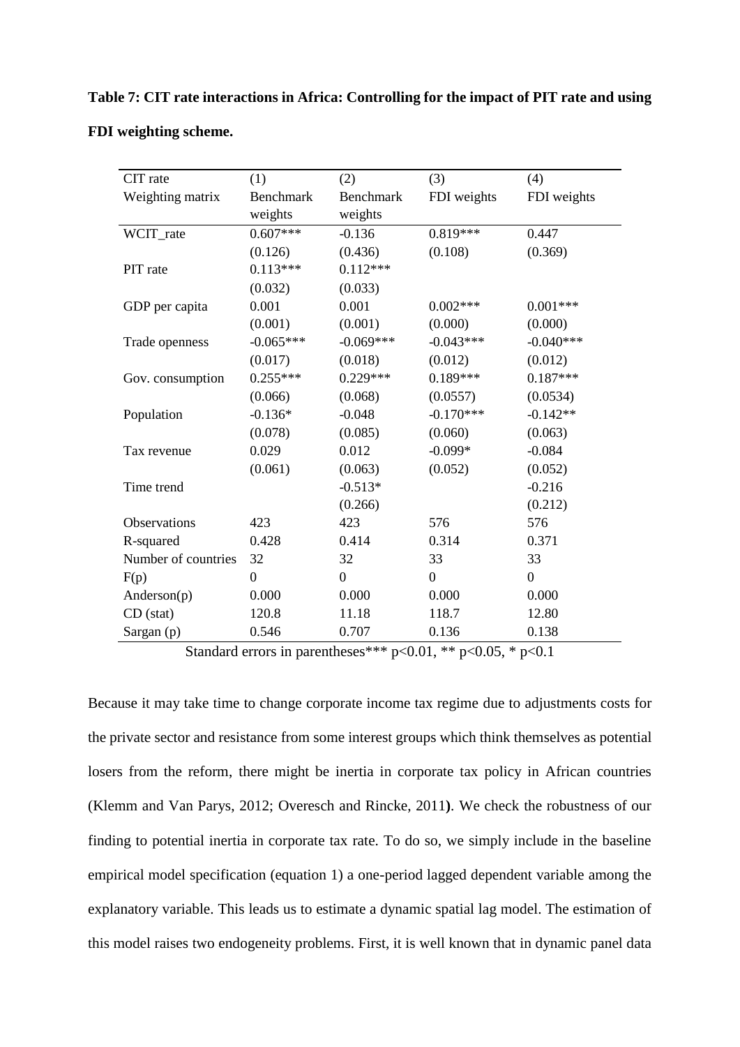**Table 7: CIT rate interactions in Africa: Controlling for the impact of PIT rate and using FDI weighting scheme.**

| CIT rate | (1) | (2) | (3) | (4) |
|---|---|---|---|---|
| Weighting matrix | Benchmark weights | Benchmark weights | FDI weights | FDI weights |
| WCIT_rate | 0.607*** | -0.136 | 0.819*** | 0.447 |
| | (0.126) | (0.436) | (0.108) | (0.369) |
| PIT rate | 0.113*** | 0.112*** | | |
| | (0.032) | (0.033) | | |
| GDP per capita | 0.001 | 0.001 | 0.002*** | 0.001*** |
| | (0.001) | (0.001) | (0.000) | (0.000) |
| Trade openness | -0.065*** | -0.069*** | -0.043*** | -0.040*** |
| | (0.017) | (0.018) | (0.012) | (0.012) |
| Gov. consumption | 0.255*** | 0.229*** | 0.189*** | 0.187*** |
| | (0.066) | (0.068) | (0.0557) | (0.0534) |
| Population | -0.136* | -0.048 | -0.170*** | -0.142** |
| | (0.078) | (0.085) | (0.060) | (0.063) |
| Tax revenue | 0.029 | 0.012 | -0.099* | -0.084 |
| | (0.061) | (0.063) | (0.052) | (0.052) |
| Time trend | | -0.513* | | -0.216 |
| | | (0.266) | | (0.212) |
| Observations | 423 | 423 | 576 | 576 |
| R-squared | 0.428 | 0.414 | 0.314 | 0.371 |
| Number of countries | 32 | 32 | 33 | 33 |
| F(p) | 0 | 0 | 0 | 0 |
| Anderson(p) | 0.000 | 0.000 | 0.000 | 0.000 |
| CD (stat) | 120.8 | 11.18 | 118.7 | 12.80 |
| Sargan (p) | 0.546 | 0.707 | 0.136 | 0.138 |

Standard errors in parentheses*** p<0.01, ** p<0.05, * p<0.1

Because it may take time to change corporate income tax regime due to adjustments costs for the private sector and resistance from some interest groups which think themselves as potential losers from the reform, there might be inertia in corporate tax policy in African countries (Klemm and Van Parys, 2012; Overesch and Rincke, 2011**)**. We check the robustness of our finding to potential inertia in corporate tax rate. To do so, we simply include in the baseline empirical model specification (equation 1) a one-period lagged dependent variable among the explanatory variable. This leads us to estimate a dynamic spatial lag model. The estimation of this model raises two endogeneity problems. First, it is well known that in dynamic panel data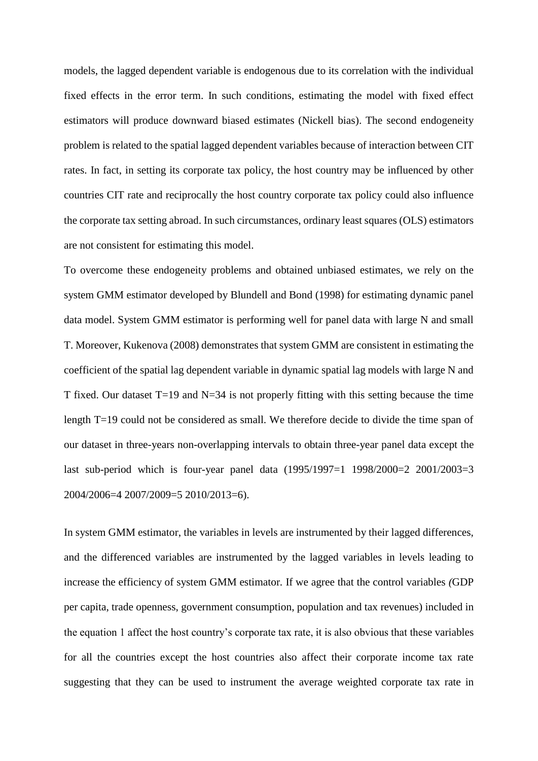models, the lagged dependent variable is endogenous due to its correlation with the individual fixed effects in the error term. In such conditions, estimating the model with fixed effect estimators will produce downward biased estimates (Nickell bias). The second endogeneity problem is related to the spatial lagged dependent variables because of interaction between CIT rates. In fact, in setting its corporate tax policy, the host country may be influenced by other countries CIT rate and reciprocally the host country corporate tax policy could also influence the corporate tax setting abroad. In such circumstances, ordinary least squares (OLS) estimators are not consistent for estimating this model.

To overcome these endogeneity problems and obtained unbiased estimates, we rely on the system GMM estimator developed by Blundell and Bond (1998) for estimating dynamic panel data model. System GMM estimator is performing well for panel data with large N and small T. Moreover, Kukenova (2008) demonstrates that system GMM are consistent in estimating the coefficient of the spatial lag dependent variable in dynamic spatial lag models with large N and T fixed. Our dataset T=19 and N=34 is not properly fitting with this setting because the time length T=19 could not be considered as small. We therefore decide to divide the time span of our dataset in three-years non-overlapping intervals to obtain three-year panel data except the last sub-period which is four-year panel data (1995/1997=1 1998/2000=2 2001/2003=3 2004/2006=4 2007/2009=5 2010/2013=6).

In system GMM estimator, the variables in levels are instrumented by their lagged differences, and the differenced variables are instrumented by the lagged variables in levels leading to increase the efficiency of system GMM estimator. If we agree that the control variables (GDP per capita, trade openness, government consumption, population and tax revenues) included in the equation 1 affect the host country's corporate tax rate, it is also obvious that these variables for all the countries except the host countries also affect their corporate income tax rate suggesting that they can be used to instrument the average weighted corporate tax rate in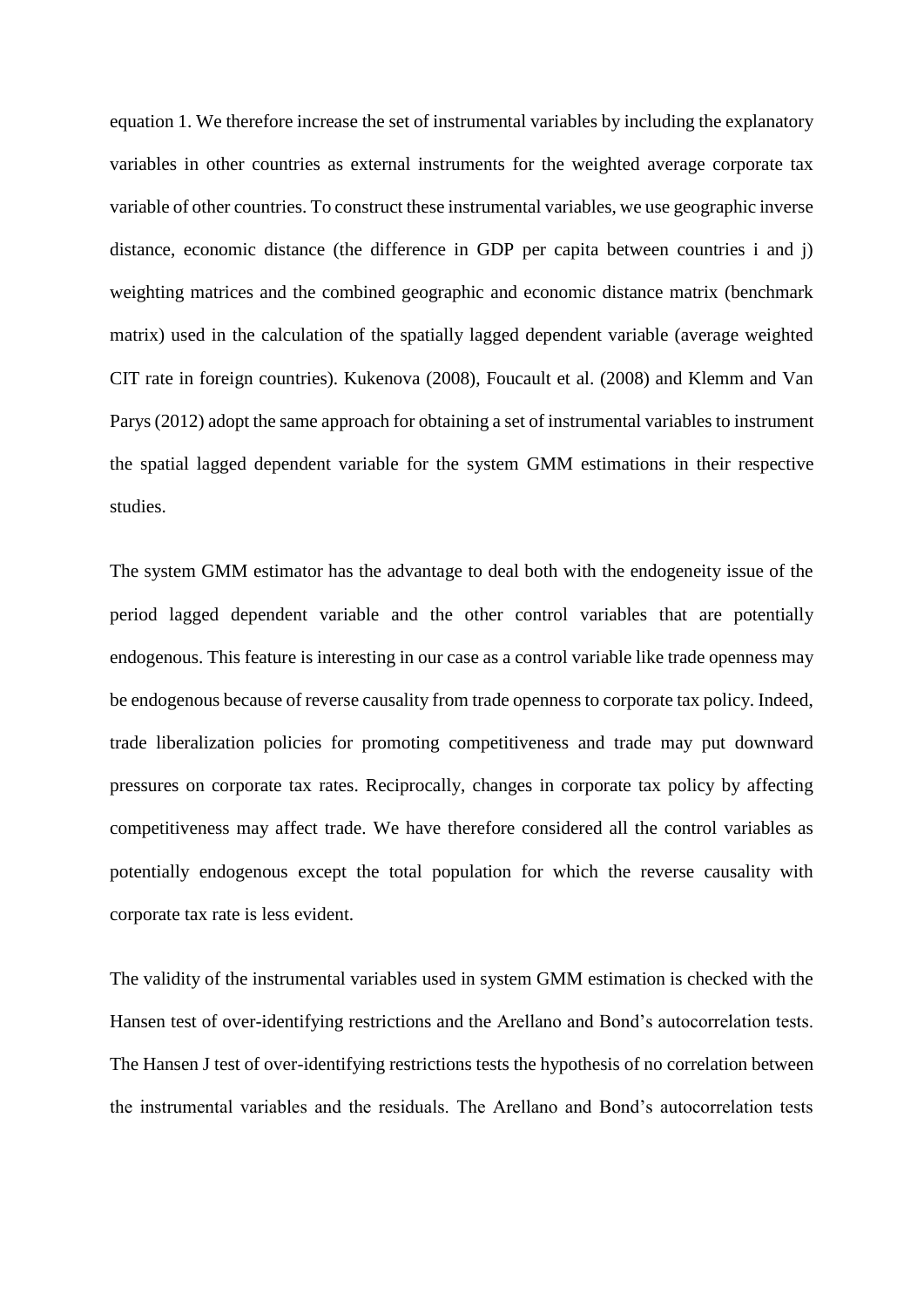equation 1. We therefore increase the set of instrumental variables by including the explanatory variables in other countries as external instruments for the weighted average corporate tax variable of other countries. To construct these instrumental variables, we use geographic inverse distance, economic distance (the difference in GDP per capita between countries i and j) weighting matrices and the combined geographic and economic distance matrix (benchmark matrix) used in the calculation of the spatially lagged dependent variable (average weighted CIT rate in foreign countries). Kukenova (2008), Foucault et al. (2008) and Klemm and Van Parys (2012) adopt the same approach for obtaining a set of instrumental variables to instrument the spatial lagged dependent variable for the system GMM estimations in their respective studies.

The system GMM estimator has the advantage to deal both with the endogeneity issue of the period lagged dependent variable and the other control variables that are potentially endogenous. This feature is interesting in our case as a control variable like trade openness may be endogenous because of reverse causality from trade openness to corporate tax policy. Indeed, trade liberalization policies for promoting competitiveness and trade may put downward pressures on corporate tax rates. Reciprocally, changes in corporate tax policy by affecting competitiveness may affect trade. We have therefore considered all the control variables as potentially endogenous except the total population for which the reverse causality with corporate tax rate is less evident.

The validity of the instrumental variables used in system GMM estimation is checked with the Hansen test of over-identifying restrictions and the Arellano and Bond's autocorrelation tests. The Hansen J test of over-identifying restrictions tests the hypothesis of no correlation between the instrumental variables and the residuals. The Arellano and Bond's autocorrelation tests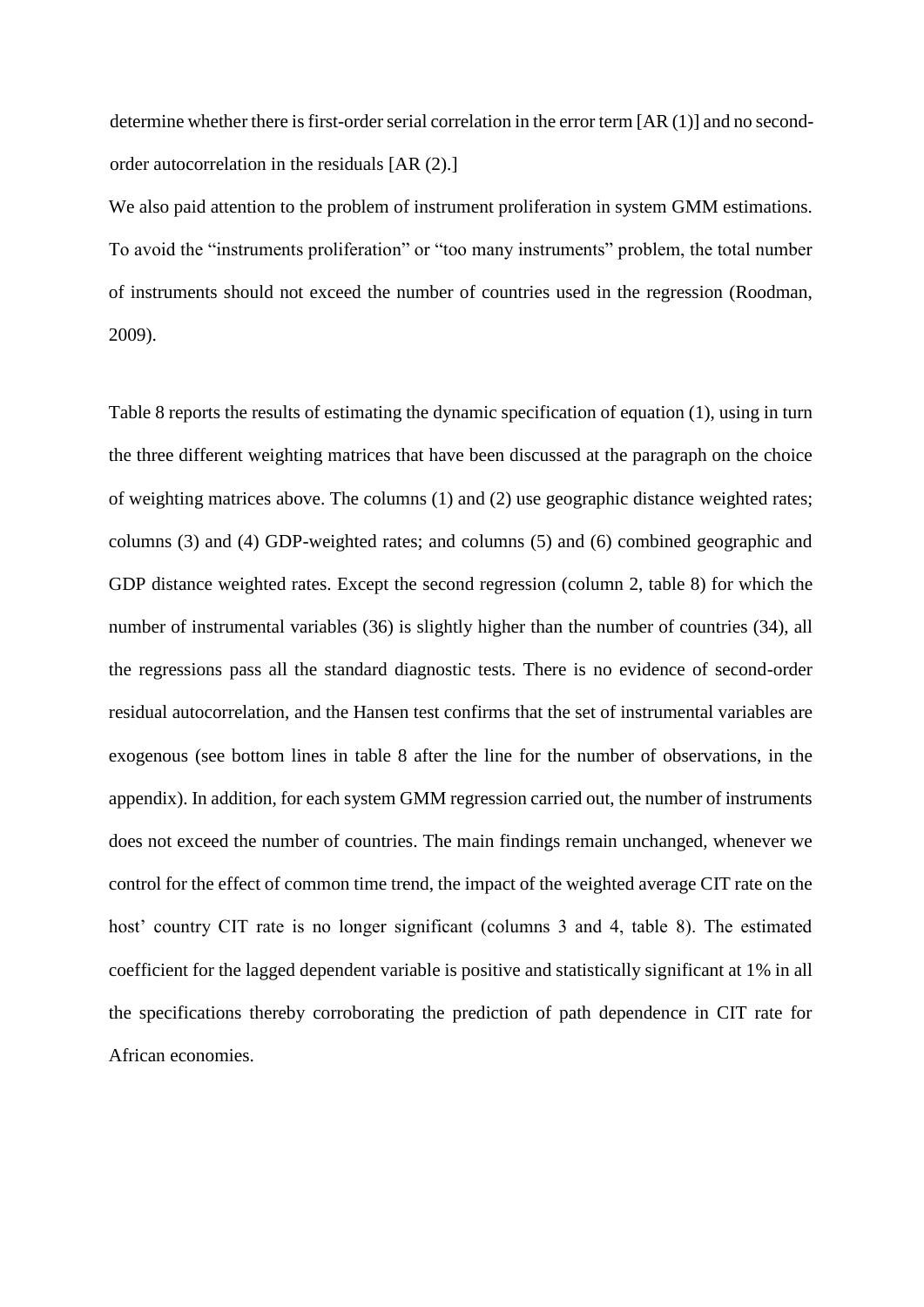determine whether there is first-order serial correlation in the error term [AR (1)] and no second-order autocorrelation in the residuals [AR (2).]

We also paid attention to the problem of instrument proliferation in system GMM estimations. To avoid the "instruments proliferation" or "too many instruments" problem, the total number of instruments should not exceed the number of countries used in the regression (Roodman, 2009).

Table 8 reports the results of estimating the dynamic specification of equation (1), using in turn the three different weighting matrices that have been discussed at the paragraph on the choice of weighting matrices above. The columns (1) and (2) use geographic distance weighted rates; columns (3) and (4) GDP-weighted rates; and columns (5) and (6) combined geographic and GDP distance weighted rates. Except the second regression (column 2, table 8) for which the number of instrumental variables (36) is slightly higher than the number of countries (34), all the regressions pass all the standard diagnostic tests. There is no evidence of second-order residual autocorrelation, and the Hansen test confirms that the set of instrumental variables are exogenous (see bottom lines in table 8 after the line for the number of observations, in the appendix). In addition, for each system GMM regression carried out, the number of instruments does not exceed the number of countries. The main findings remain unchanged, whenever we control for the effect of common time trend, the impact of the weighted average CIT rate on the host' country CIT rate is no longer significant (columns 3 and 4, table 8). The estimated coefficient for the lagged dependent variable is positive and statistically significant at 1% in all the specifications thereby corroborating the prediction of path dependence in CIT rate for African economies.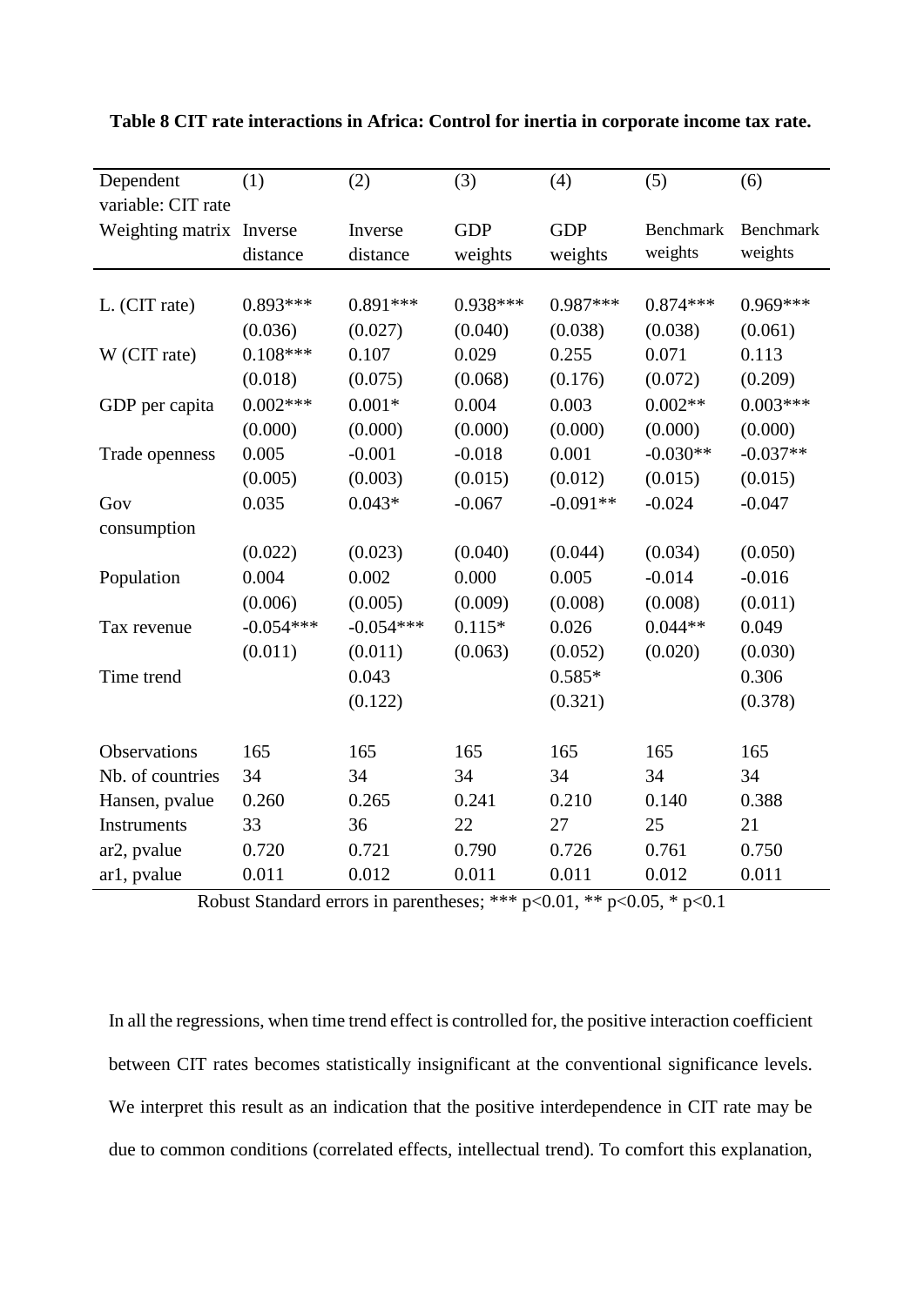**Table 8 CIT rate interactions in Africa: Control for inertia in corporate income tax rate.**

| Dependent variable: CIT rate | (1) | (2) | (3) | (4) | (5) | (6) |
|---|---|---|---|---|---|---|
| Weighting matrix | Inverse distance | Inverse distance | GDP weights | GDP weights | Benchmark weights | Benchmark weights |
| L. (CIT rate) | 0.893*** | 0.891*** | 0.938*** | 0.987*** | 0.874*** | 0.969*** |
| | (0.036) | (0.027) | (0.040) | (0.038) | (0.038) | (0.061) |
| W (CIT rate) | 0.108*** | 0.107 | 0.029 | 0.255 | 0.071 | 0.113 |
| | (0.018) | (0.075) | (0.068) | (0.176) | (0.072) | (0.209) |
| GDP per capita | 0.002*** | 0.001* | 0.004 | 0.003 | 0.002** | 0.003*** |
| | (0.000) | (0.000) | (0.000) | (0.000) | (0.000) | (0.000) |
| Trade openness | 0.005 | -0.001 | -0.018 | 0.001 | -0.030** | -0.037** |
| | (0.005) | (0.003) | (0.015) | (0.012) | (0.015) | (0.015) |
| Gov consumption | 0.035 | 0.043* | -0.067 | -0.091** | -0.024 | -0.047 |
| | (0.022) | (0.023) | (0.040) | (0.044) | (0.034) | (0.050) |
| Population | 0.004 | 0.002 | 0.000 | 0.005 | -0.014 | -0.016 |
| | (0.006) | (0.005) | (0.009) | (0.008) | (0.008) | (0.011) |
| Tax revenue | -0.054*** | -0.054*** | 0.115* | 0.026 | 0.044** | 0.049 |
| | (0.011) | (0.011) | (0.063) | (0.052) | (0.020) | (0.030) |
| Time trend | | 0.043 | | 0.585* | | 0.306 |
| | | (0.122) | | (0.321) | | (0.378) |
| Observations | 165 | 165 | 165 | 165 | 165 | 165 |
| Nb. of countries | 34 | 34 | 34 | 34 | 34 | 34 |
| Hansen, pvalue | 0.260 | 0.265 | 0.241 | 0.210 | 0.140 | 0.388 |
| Instruments | 33 | 36 | 22 | 27 | 25 | 21 |
| ar2, pvalue | 0.720 | 0.721 | 0.790 | 0.726 | 0.761 | 0.750 |
| ar1, pvalue | 0.011 | 0.012 | 0.011 | 0.011 | 0.012 | 0.011 |

Robust Standard errors in parentheses; *** p<0.01, ** p<0.05, * p<0.1

In all the regressions, when time trend effect is controlled for, the positive interaction coefficient between CIT rates becomes statistically insignificant at the conventional significance levels. We interpret this result as an indication that the positive interdependence in CIT rate may be due to common conditions (correlated effects, intellectual trend). To comfort this explanation,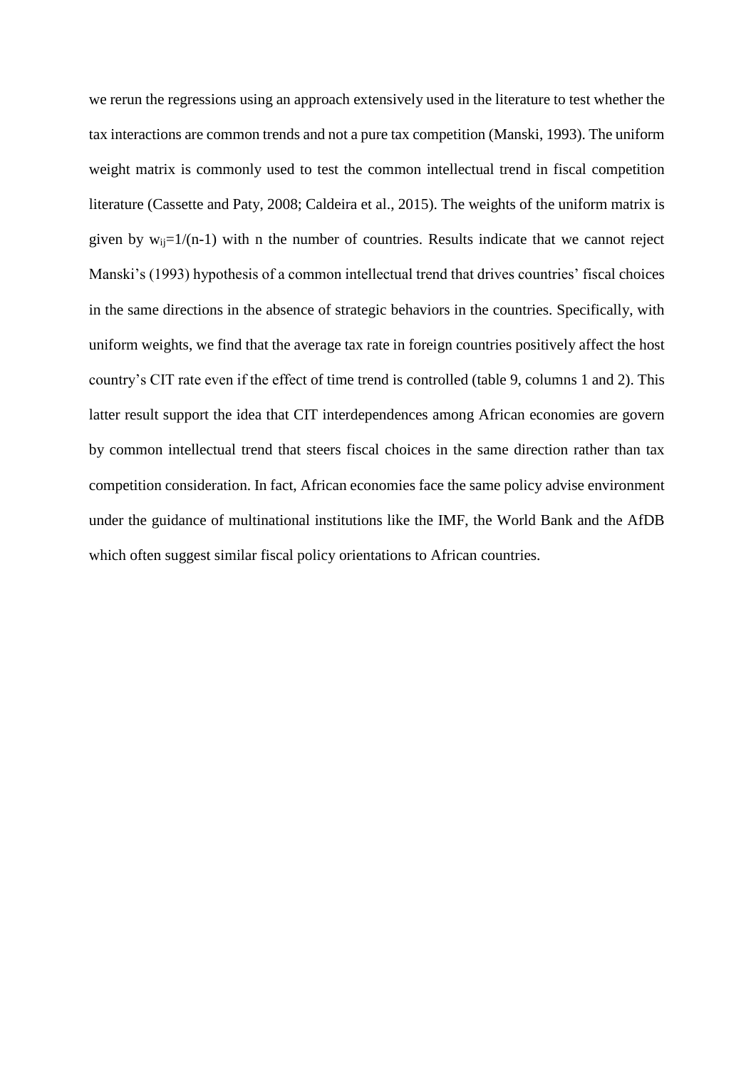we rerun the regressions using an approach extensively used in the literature to test whether the tax interactions are common trends and not a pure tax competition (Manski, 1993). The uniform weight matrix is commonly used to test the common intellectual trend in fiscal competition literature (Cassette and Paty, 2008; Caldeira et al., 2015). The weights of the uniform matrix is given by $w_{ij}=1/(n-1)$ with n the number of countries. Results indicate that we cannot reject Manski's (1993) hypothesis of a common intellectual trend that drives countries' fiscal choices in the same directions in the absence of strategic behaviors in the countries. Specifically, with uniform weights, we find that the average tax rate in foreign countries positively affect the host country's CIT rate even if the effect of time trend is controlled (table 9, columns 1 and 2). This latter result support the idea that CIT interdependences among African economies are govern by common intellectual trend that steers fiscal choices in the same direction rather than tax competition consideration. In fact, African economies face the same policy advise environment under the guidance of multinational institutions like the IMF, the World Bank and the AfDB which often suggest similar fiscal policy orientations to African countries.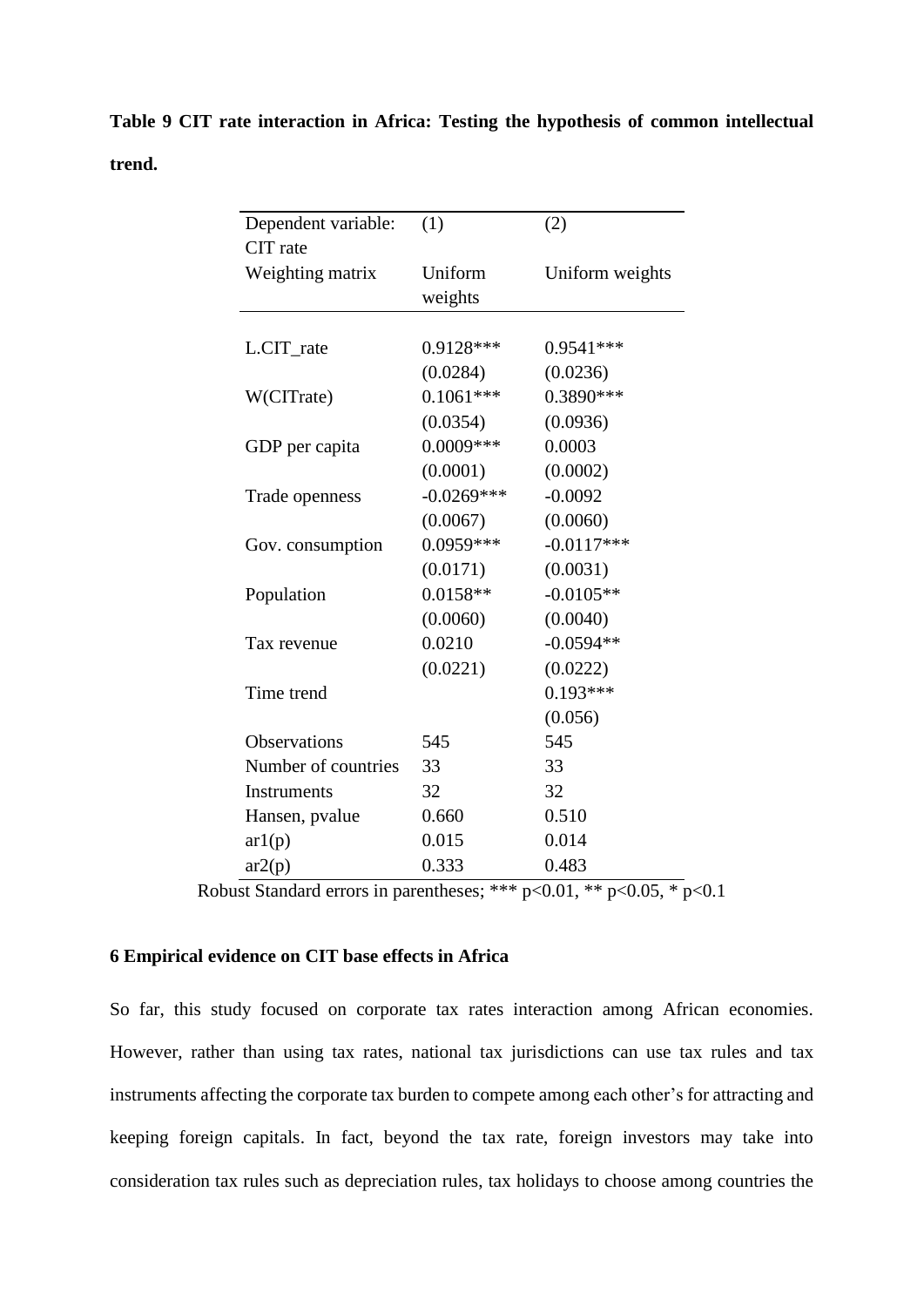**Table 9 CIT rate interaction in Africa: Testing the hypothesis of common intellectual trend.**

| Dependent variable: CIT rate | (1) | (2) |
|---|---|---|
| Weighting matrix | Uniform weights | Uniform weights |
| L.CIT_rate | 0.9128*** | 0.9541*** |
| | (0.0284) | (0.0236) |
| W(CITrate) | 0.1061*** | 0.3890*** |
| | (0.0354) | (0.0936) |
| GDP per capita | 0.0009*** | 0.0003 |
| | (0.0001) | (0.0002) |
| Trade openness | -0.0269*** | -0.0092 |
| | (0.0067) | (0.0060) |
| Gov. consumption | 0.0959*** | -0.0117*** |
| | (0.0171) | (0.0031) |
| Population | 0.0158** | -0.0105** |
| | (0.0060) | (0.0040) |
| Tax revenue | 0.0210 | -0.0594** |
| | (0.0221) | (0.0222) |
| Time trend | | 0.193*** |
| | | (0.056) |
| Observations | 545 | 545 |
| Number of countries | 33 | 33 |
| Instruments | 32 | 32 |
| Hansen, pvalue | 0.660 | 0.510 |
| ar1(p) | 0.015 | 0.014 |
| ar2(p) | 0.333 | 0.483 |

Robust Standard errors in parentheses; *** p<0.01, ** p<0.05, * p<0.1

## 6 Empirical evidence on CIT base effects in Africa

So far, this study focused on corporate tax rates interaction among African economies. However, rather than using tax rates, national tax jurisdictions can use tax rules and tax instruments affecting the corporate tax burden to compete among each other's for attracting and keeping foreign capitals. In fact, beyond the tax rate, foreign investors may take into consideration tax rules such as depreciation rules, tax holidays to choose among countries the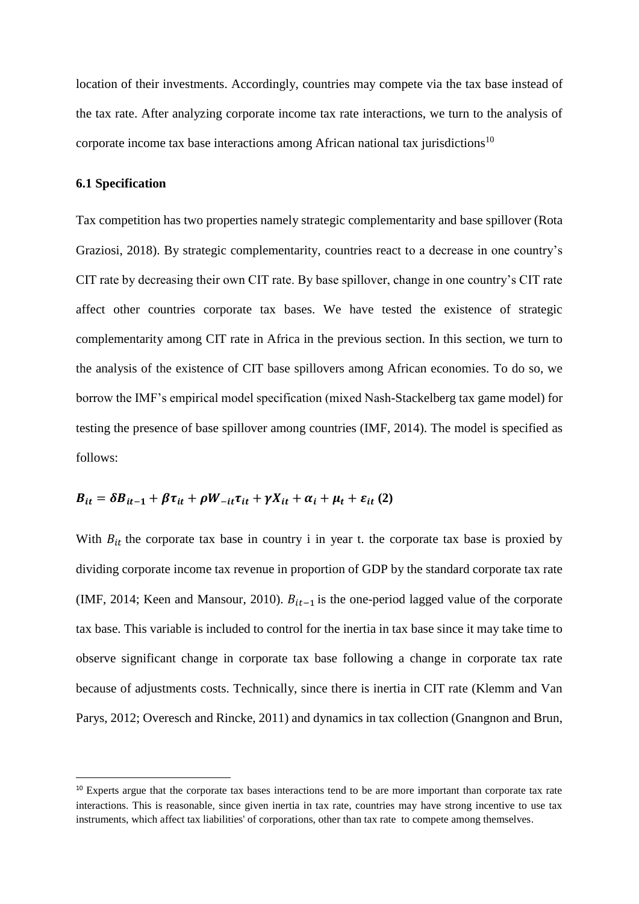location of their investments. Accordingly, countries may compete via the tax base instead of the tax rate. After analyzing corporate income tax rate interactions, we turn to the analysis of corporate income tax base interactions among African national tax jurisdictions[10]

### 6.1 Specification

Tax competition has two properties namely strategic complementarity and base spillover (Rota Graziosi, 2018). By strategic complementarity, countries react to a decrease in one country's CIT rate by decreasing their own CIT rate. By base spillover, change in one country's CIT rate affect other countries corporate tax bases. We have tested the existence of strategic complementarity among CIT rate in Africa in the previous section. In this section, we turn to the analysis of the existence of CIT base spillovers among African economies. To do so, we borrow the IMF's empirical model specification (mixed Nash-Stackelberg tax game model) for testing the presence of base spillover among countries (IMF, 2014). The model is specified as follows:

$$\boldsymbol{B_{it} = \delta B_{it-1} + \beta \tau_{it} + \rho W_{-it} \tau_{it} + \gamma X_{it} + \alpha_i + \mu_t + \varepsilon_{it}} \ \textbf{(2)}$$

With $B_{it}$ the corporate tax base in country i in year t. the corporate tax base is proxied by dividing corporate income tax revenue in proportion of GDP by the standard corporate tax rate (IMF, 2014; Keen and Mansour, 2010). $B_{it-1}$ is the one-period lagged value of the corporate tax base. This variable is included to control for the inertia in tax base since it may take time to observe significant change in corporate tax base following a change in corporate tax rate because of adjustments costs. Technically, since there is inertia in CIT rate (Klemm and Van Parys, 2012; Overesch and Rincke, 2011) and dynamics in tax collection (Gnangnon and Brun,

---

[10] Experts argue that the corporate tax bases interactions tend to be are more important than corporate tax rate interactions. This is reasonable, since given inertia in tax rate, countries may have strong incentive to use tax instruments, which affect tax liabilities' of corporations, other than tax rate to compete among themselves.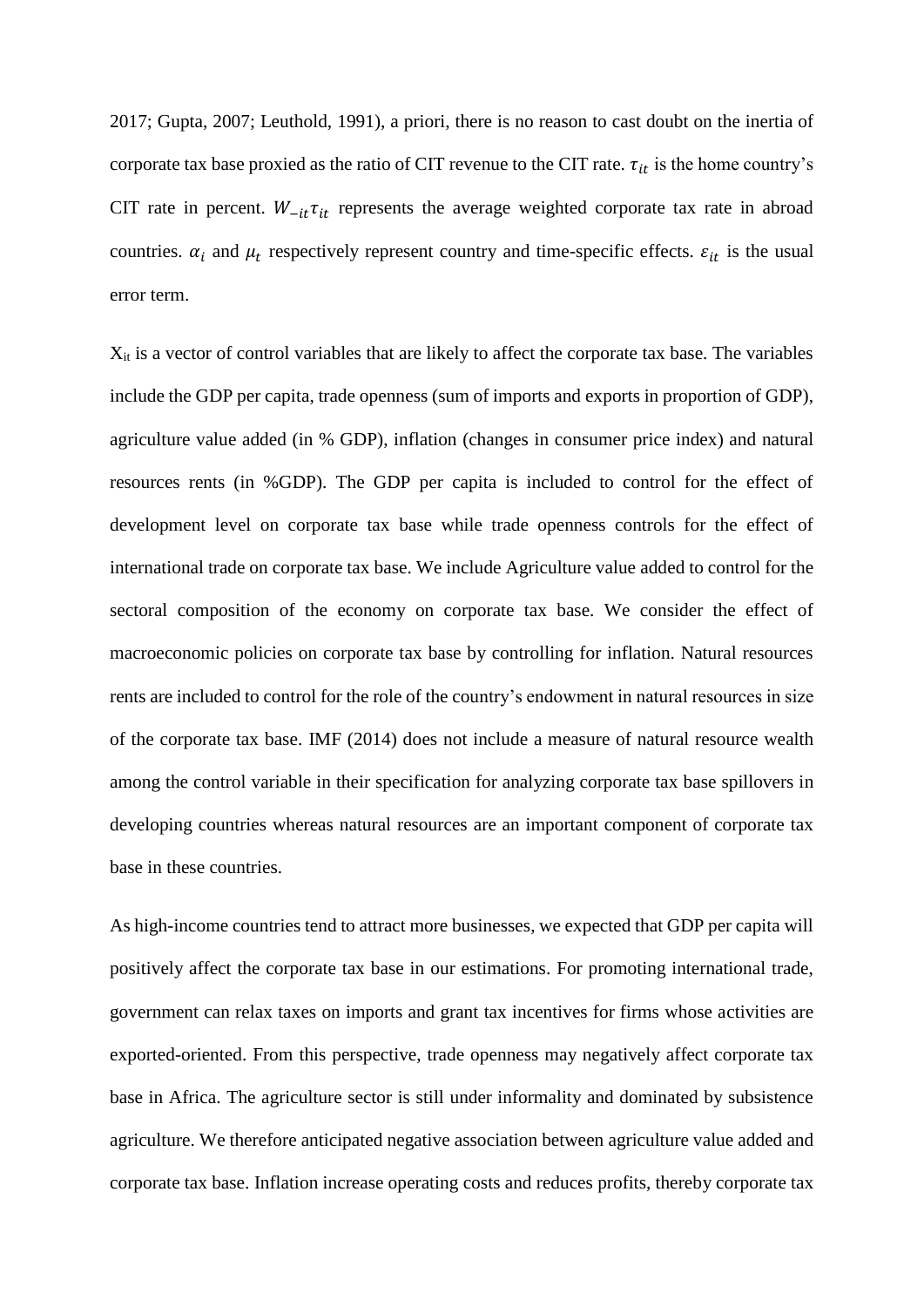2017; Gupta, 2007; Leuthold, 1991), a priori, there is no reason to cast doubt on the inertia of corporate tax base proxied as the ratio of CIT revenue to the CIT rate. $\tau_{it}$ is the home country's CIT rate in percent. $W_{-it}\tau_{it}$ represents the average weighted corporate tax rate in abroad countries. $\alpha_i$ and $\mu_t$ respectively represent country and time-specific effects. $\varepsilon_{it}$ is the usual error term.

$X_{it}$ is a vector of control variables that are likely to affect the corporate tax base. The variables include the GDP per capita, trade openness (sum of imports and exports in proportion of GDP), agriculture value added (in % GDP), inflation (changes in consumer price index) and natural resources rents (in %GDP). The GDP per capita is included to control for the effect of development level on corporate tax base while trade openness controls for the effect of international trade on corporate tax base. We include Agriculture value added to control for the sectoral composition of the economy on corporate tax base. We consider the effect of macroeconomic policies on corporate tax base by controlling for inflation. Natural resources rents are included to control for the role of the country's endowment in natural resources in size of the corporate tax base. IMF (2014) does not include a measure of natural resource wealth among the control variable in their specification for analyzing corporate tax base spillovers in developing countries whereas natural resources are an important component of corporate tax base in these countries.

As high-income countries tend to attract more businesses, we expected that GDP per capita will positively affect the corporate tax base in our estimations. For promoting international trade, government can relax taxes on imports and grant tax incentives for firms whose activities are exported-oriented. From this perspective, trade openness may negatively affect corporate tax base in Africa. The agriculture sector is still under informality and dominated by subsistence agriculture. We therefore anticipated negative association between agriculture value added and corporate tax base. Inflation increase operating costs and reduces profits, thereby corporate tax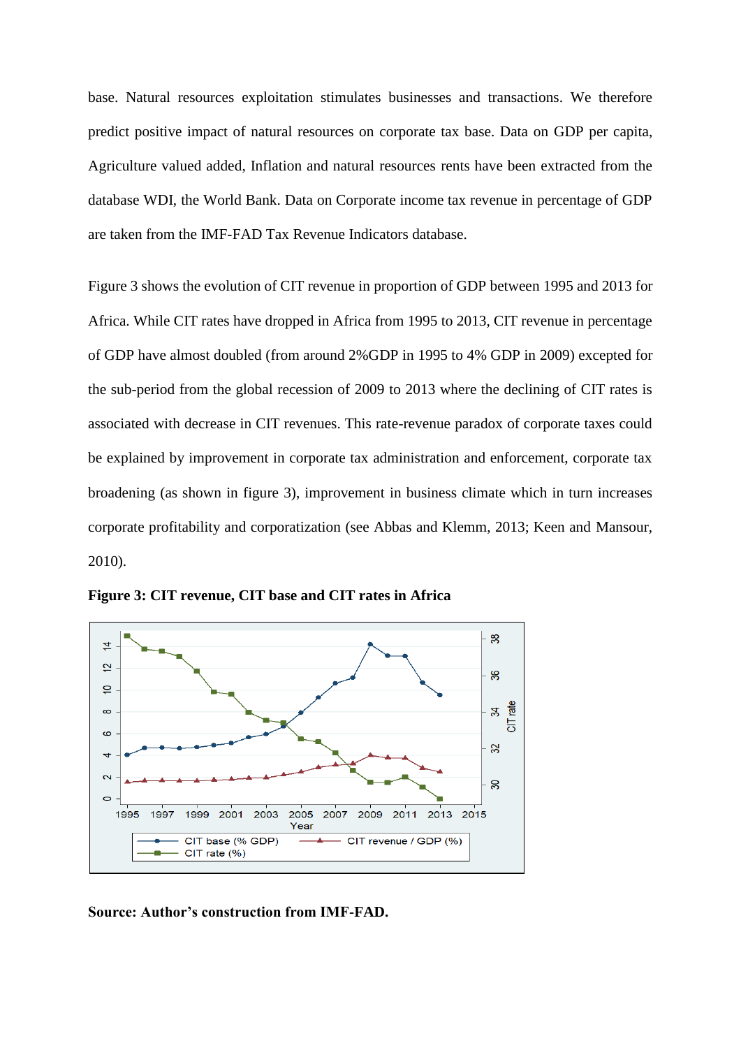base. Natural resources exploitation stimulates businesses and transactions. We therefore predict positive impact of natural resources on corporate tax base. Data on GDP per capita, Agriculture valued added, Inflation and natural resources rents have been extracted from the database WDI, the World Bank. Data on Corporate income tax revenue in percentage of GDP are taken from the IMF-FAD Tax Revenue Indicators database.

Figure 3 shows the evolution of CIT revenue in proportion of GDP between 1995 and 2013 for Africa. While CIT rates have dropped in Africa from 1995 to 2013, CIT revenue in percentage of GDP have almost doubled (from around 2%GDP in 1995 to 4% GDP in 2009) excepted for the sub-period from the global recession of 2009 to 2013 where the declining of CIT rates is associated with decrease in CIT revenues. This rate-revenue paradox of corporate taxes could be explained by improvement in corporate tax administration and enforcement, corporate tax broadening (as shown in figure 3), improvement in business climate which in turn increases corporate profitability and corporatization (see Abbas and Klemm, 2013; Keen and Mansour, 2010).

**Figure 3: CIT revenue, CIT base and CIT rates in Africa**

**Source: Author's construction from IMF-FAD.**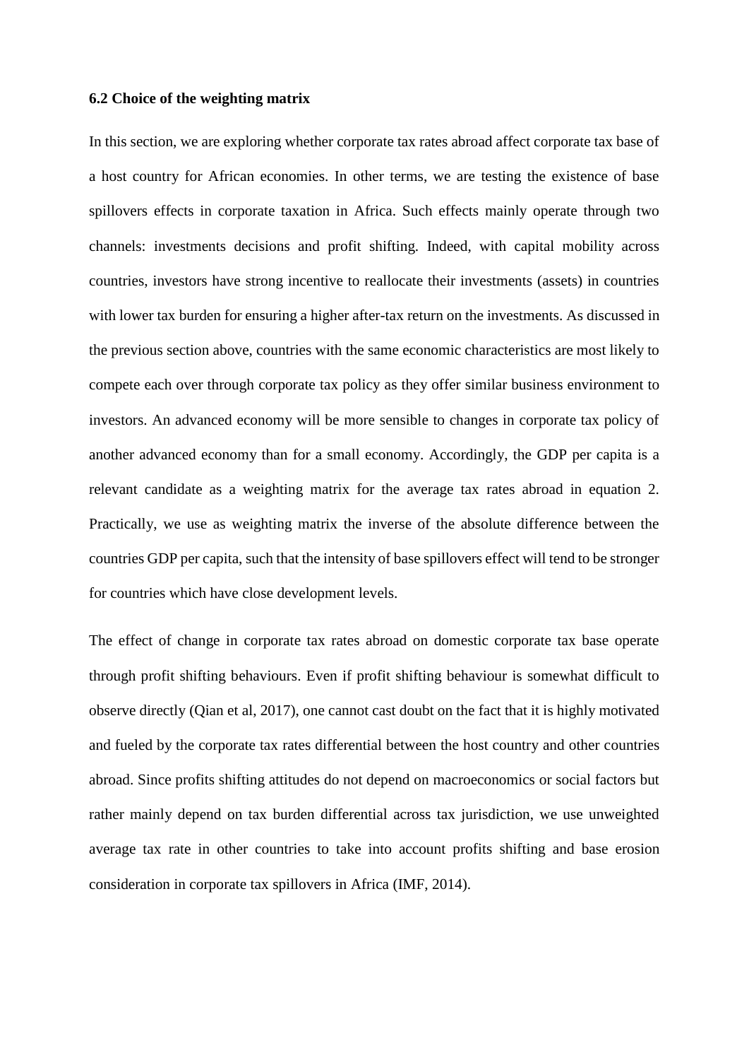**6.2 Choice of the weighting matrix**

In this section, we are exploring whether corporate tax rates abroad affect corporate tax base of a host country for African economies. In other terms, we are testing the existence of base spillovers effects in corporate taxation in Africa. Such effects mainly operate through two channels: investments decisions and profit shifting. Indeed, with capital mobility across countries, investors have strong incentive to reallocate their investments (assets) in countries with lower tax burden for ensuring a higher after-tax return on the investments. As discussed in the previous section above, countries with the same economic characteristics are most likely to compete each over through corporate tax policy as they offer similar business environment to investors. An advanced economy will be more sensible to changes in corporate tax policy of another advanced economy than for a small economy. Accordingly, the GDP per capita is a relevant candidate as a weighting matrix for the average tax rates abroad in equation 2. Practically, we use as weighting matrix the inverse of the absolute difference between the countries GDP per capita, such that the intensity of base spillovers effect will tend to be stronger for countries which have close development levels.

The effect of change in corporate tax rates abroad on domestic corporate tax base operate through profit shifting behaviours. Even if profit shifting behaviour is somewhat difficult to observe directly (Qian et al, 2017), one cannot cast doubt on the fact that it is highly motivated and fueled by the corporate tax rates differential between the host country and other countries abroad. Since profits shifting attitudes do not depend on macroeconomics or social factors but rather mainly depend on tax burden differential across tax jurisdiction, we use unweighted average tax rate in other countries to take into account profits shifting and base erosion consideration in corporate tax spillovers in Africa (IMF, 2014).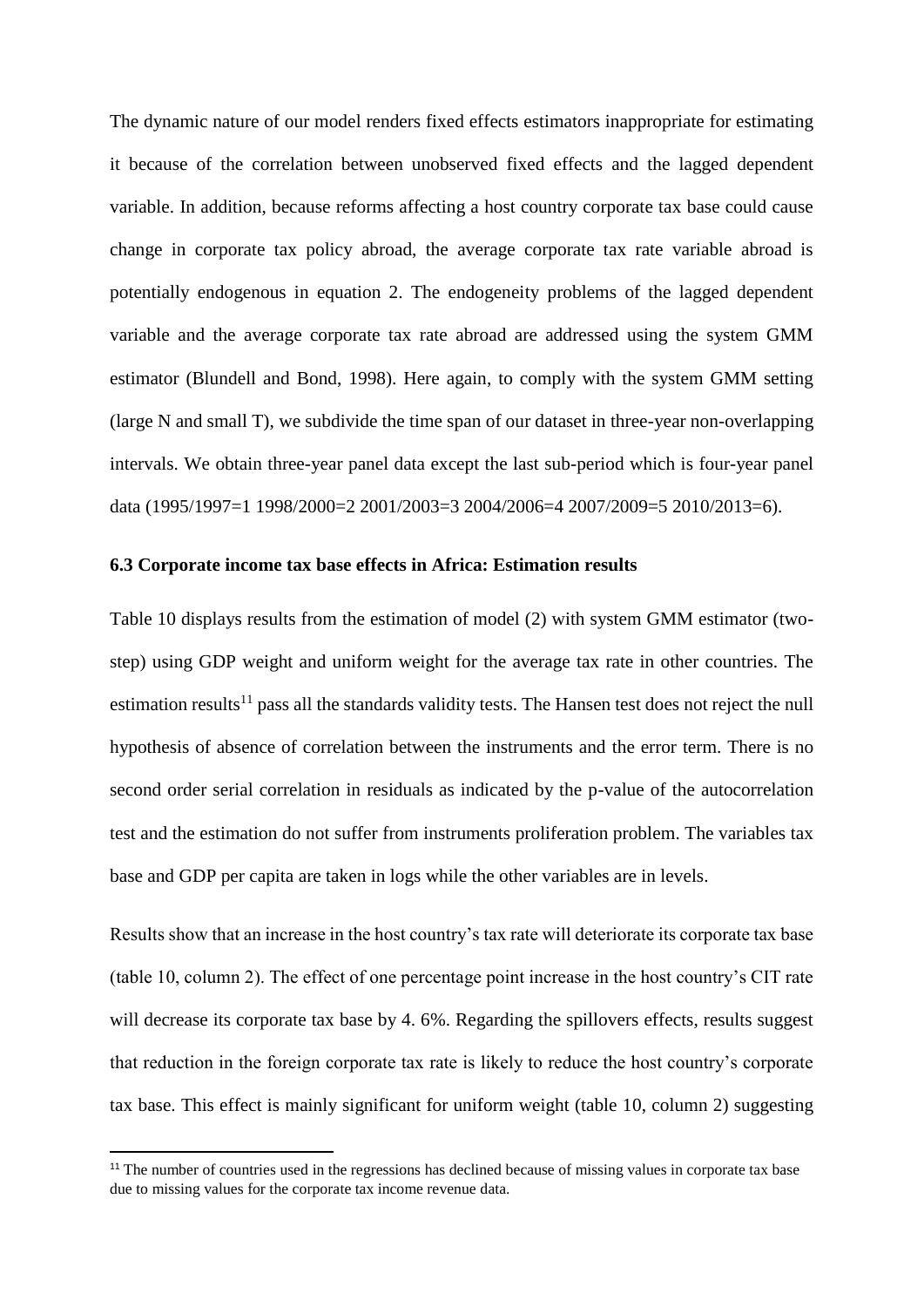The dynamic nature of our model renders fixed effects estimators inappropriate for estimating it because of the correlation between unobserved fixed effects and the lagged dependent variable. In addition, because reforms affecting a host country corporate tax base could cause change in corporate tax policy abroad, the average corporate tax rate variable abroad is potentially endogenous in equation 2. The endogeneity problems of the lagged dependent variable and the average corporate tax rate abroad are addressed using the system GMM estimator (Blundell and Bond, 1998). Here again, to comply with the system GMM setting (large N and small T), we subdivide the time span of our dataset in three-year non-overlapping intervals. We obtain three-year panel data except the last sub-period which is four-year panel data (1995/1997=1 1998/2000=2 2001/2003=3 2004/2006=4 2007/2009=5 2010/2013=6).

### 6.3 Corporate income tax base effects in Africa: Estimation results

Table 10 displays results from the estimation of model (2) with system GMM estimator (two-step) using GDP weight and uniform weight for the average tax rate in other countries. The estimation results[11] pass all the standards validity tests. The Hansen test does not reject the null hypothesis of absence of correlation between the instruments and the error term. There is no second order serial correlation in residuals as indicated by the p-value of the autocorrelation test and the estimation do not suffer from instruments proliferation problem. The variables tax base and GDP per capita are taken in logs while the other variables are in levels.

Results show that an increase in the host country's tax rate will deteriorate its corporate tax base (table 10, column 2). The effect of one percentage point increase in the host country's CIT rate will decrease its corporate tax base by 4. 6%. Regarding the spillovers effects, results suggest that reduction in the foreign corporate tax rate is likely to reduce the host country's corporate tax base. This effect is mainly significant for uniform weight (table 10, column 2) suggesting

[11] The number of countries used in the regressions has declined because of missing values in corporate tax base due to missing values for the corporate tax income revenue data.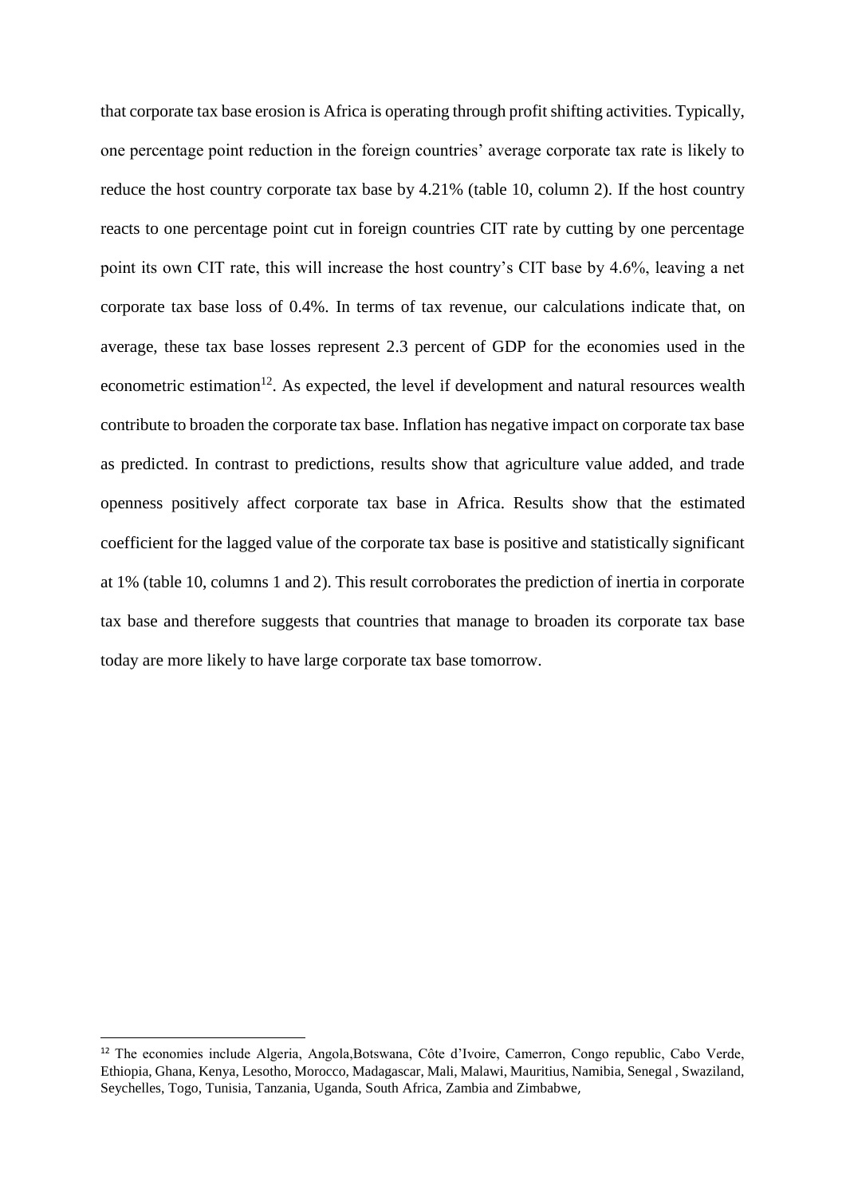that corporate tax base erosion is Africa is operating through profit shifting activities. Typically, one percentage point reduction in the foreign countries' average corporate tax rate is likely to reduce the host country corporate tax base by 4.21% (table 10, column 2). If the host country reacts to one percentage point cut in foreign countries CIT rate by cutting by one percentage point its own CIT rate, this will increase the host country's CIT base by 4.6%, leaving a net corporate tax base loss of 0.4%. In terms of tax revenue, our calculations indicate that, on average, these tax base losses represent 2.3 percent of GDP for the economies used in the econometric estimation[12]. As expected, the level if development and natural resources wealth contribute to broaden the corporate tax base. Inflation has negative impact on corporate tax base as predicted. In contrast to predictions, results show that agriculture value added, and trade openness positively affect corporate tax base in Africa. Results show that the estimated coefficient for the lagged value of the corporate tax base is positive and statistically significant at 1% (table 10, columns 1 and 2). This result corroborates the prediction of inertia in corporate tax base and therefore suggests that countries that manage to broaden its corporate tax base today are more likely to have large corporate tax base tomorrow.

[12] The economies include Algeria, Angola,Botswana, Côte d'Ivoire, Camerron, Congo republic, Cabo Verde, Ethiopia, Ghana, Kenya, Lesotho, Morocco, Madagascar, Mali, Malawi, Mauritius, Namibia, Senegal , Swaziland, Seychelles, Togo, Tunisia, Tanzania, Uganda, South Africa, Zambia and Zimbabwe,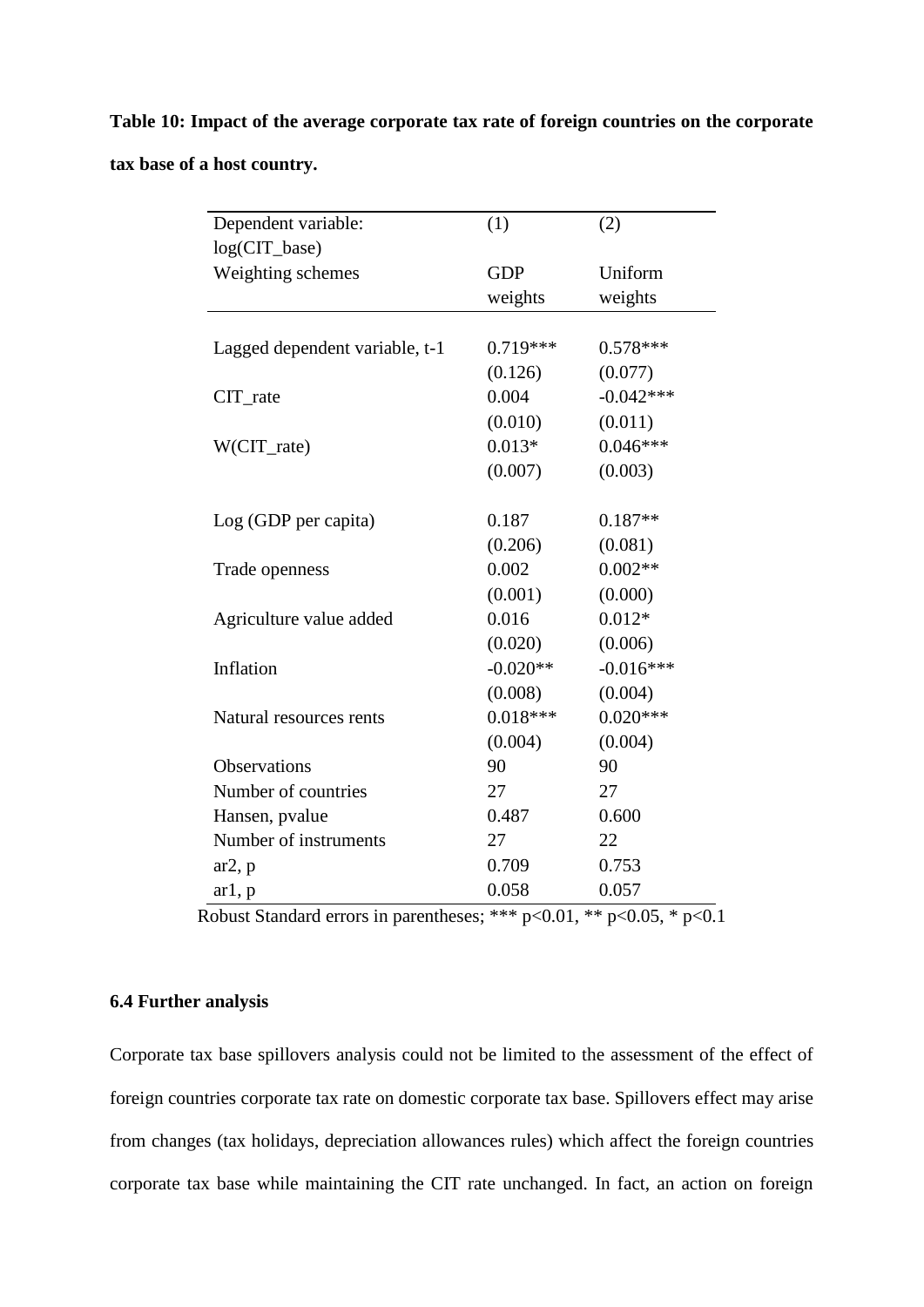**Table 10: Impact of the average corporate tax rate of foreign countries on the corporate tax base of a host country.**

| Dependent variable: log(CIT_base) | (1) | (2) |
|---|---|---|
| Weighting schemes | GDP weights | Uniform weights |
| Lagged dependent variable, t-1 | 0.719*** | 0.578*** |
| | (0.126) | (0.077) |
| CIT_rate | 0.004 | -0.042*** |
| | (0.010) | (0.011) |
| W(CIT_rate) | 0.013* | 0.046*** |
| | (0.007) | (0.003) |
| Log (GDP per capita) | 0.187 | 0.187** |
| | (0.206) | (0.081) |
| Trade openness | 0.002 | 0.002** |
| | (0.001) | (0.000) |
| Agriculture value added | 0.016 | 0.012* |
| | (0.020) | (0.006) |
| Inflation | -0.020** | -0.016*** |
| | (0.008) | (0.004) |
| Natural resources rents | 0.018*** | 0.020*** |
| | (0.004) | (0.004) |
| Observations | 90 | 90 |
| Number of countries | 27 | 27 |
| Hansen, pvalue | 0.487 | 0.600 |
| Number of instruments | 27 | 22 |
| ar2, p | 0.709 | 0.753 |
| ar1, p | 0.058 | 0.057 |

Robust Standard errors in parentheses; *** $p<0.01$, ** $p<0.05$, * $p<0.1$

### 6.4 Further analysis

Corporate tax base spillovers analysis could not be limited to the assessment of the effect of foreign countries corporate tax rate on domestic corporate tax base. Spillovers effect may arise from changes (tax holidays, depreciation allowances rules) which affect the foreign countries corporate tax base while maintaining the CIT rate unchanged. In fact, an action on foreign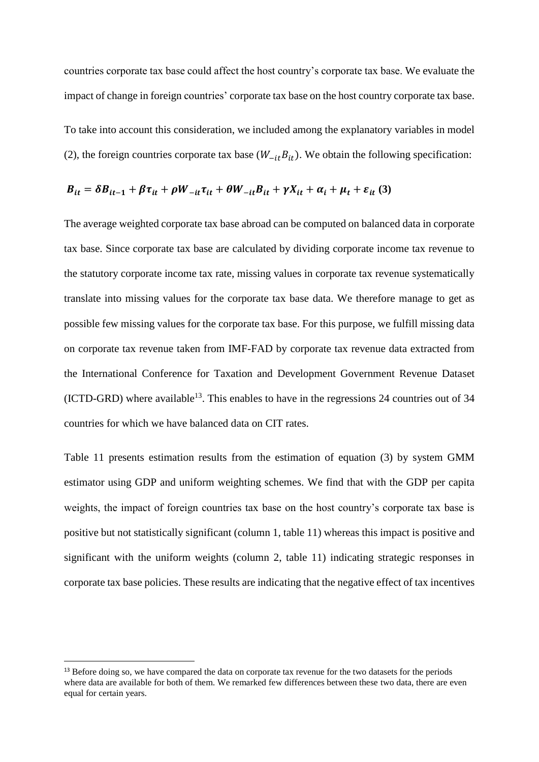countries corporate tax base could affect the host country's corporate tax base. We evaluate the impact of change in foreign countries' corporate tax base on the host country corporate tax base.

To take into account this consideration, we included among the explanatory variables in model (2), the foreign countries corporate tax base ($W_{-it}B_{it}$). We obtain the following specification:

$$\boldsymbol{B_{it} = \delta B_{it-1} + \beta\tau_{it} + \rho W_{-it}\tau_{it} + \theta W_{-it}B_{it} + \gamma X_{it} + \alpha_i + \mu_t + \varepsilon_{it}} \quad \textbf{(3)}$$

The average weighted corporate tax base abroad can be computed on balanced data in corporate tax base. Since corporate tax base are calculated by dividing corporate income tax revenue to the statutory corporate income tax rate, missing values in corporate tax revenue systematically translate into missing values for the corporate tax base data. We therefore manage to get as possible few missing values for the corporate tax base. For this purpose, we fulfill missing data on corporate tax revenue taken from IMF-FAD by corporate tax revenue data extracted from the International Conference for Taxation and Development Government Revenue Dataset (ICTD-GRD) where available[13]. This enables to have in the regressions 24 countries out of 34 countries for which we have balanced data on CIT rates.

Table 11 presents estimation results from the estimation of equation (3) by system GMM estimator using GDP and uniform weighting schemes. We find that with the GDP per capita weights, the impact of foreign countries tax base on the host country's corporate tax base is positive but not statistically significant (column 1, table 11) whereas this impact is positive and significant with the uniform weights (column 2, table 11) indicating strategic responses in corporate tax base policies. These results are indicating that the negative effect of tax incentives

[13] Before doing so, we have compared the data on corporate tax revenue for the two datasets for the periods where data are available for both of them. We remarked few differences between these two data, there are even equal for certain years.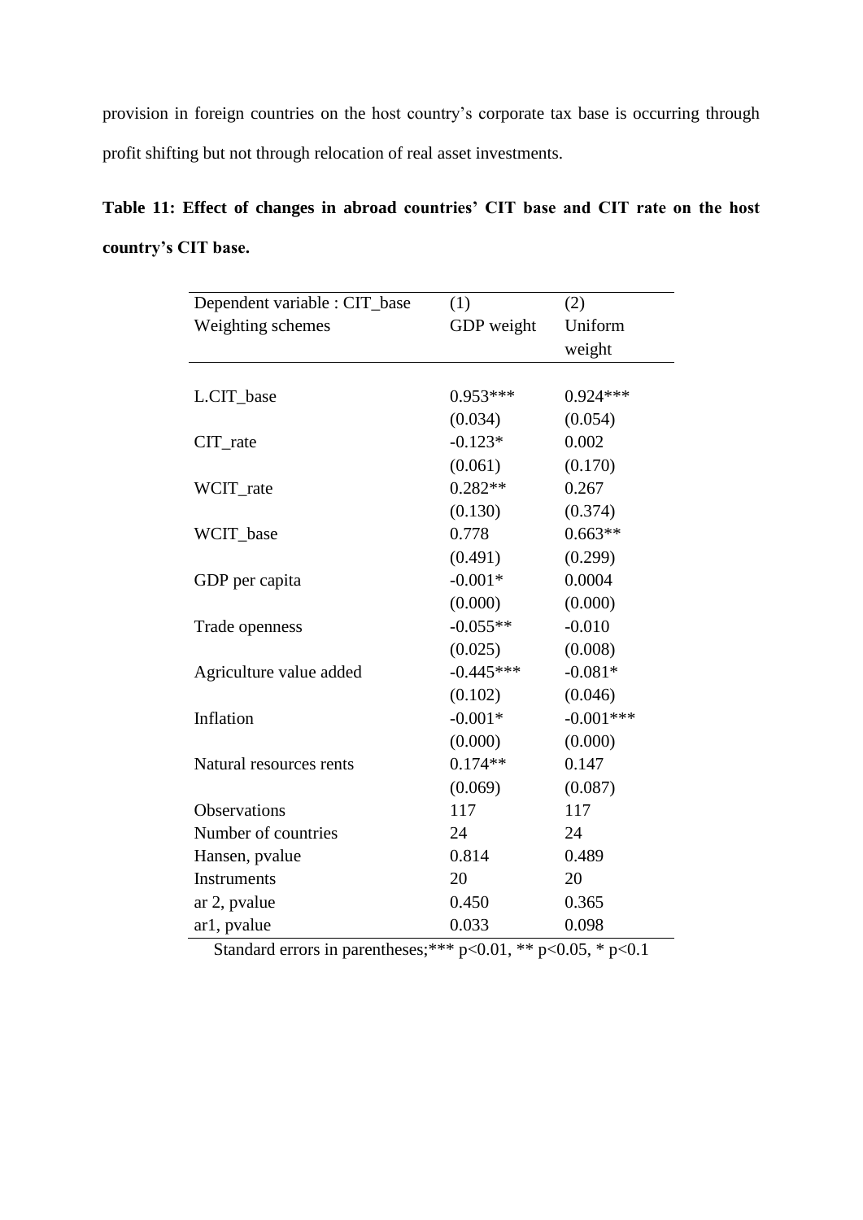provision in foreign countries on the host country's corporate tax base is occurring through profit shifting but not through relocation of real asset investments.

**Table 11: Effect of changes in abroad countries' CIT base and CIT rate on the host country's CIT base.**

| Dependent variable : CIT_base | (1) | (2) |
|---|---|---|
| Weighting schemes | GDP weight | Uniform weight |
| L.CIT_base | 0.953*** | 0.924*** |
| | (0.034) | (0.054) |
| CIT_rate | -0.123* | 0.002 |
| | (0.061) | (0.170) |
| WCIT_rate | 0.282** | 0.267 |
| | (0.130) | (0.374) |
| WCIT_base | 0.778 | 0.663** |
| | (0.491) | (0.299) |
| GDP per capita | -0.001* | 0.0004 |
| | (0.000) | (0.000) |
| Trade openness | -0.055** | -0.010 |
| | (0.025) | (0.008) |
| Agriculture value added | -0.445*** | -0.081* |
| | (0.102) | (0.046) |
| Inflation | -0.001* | -0.001*** |
| | (0.000) | (0.000) |
| Natural resources rents | 0.174** | 0.147 |
| | (0.069) | (0.087) |
| Observations | 117 | 117 |
| Number of countries | 24 | 24 |
| Hansen, pvalue | 0.814 | 0.489 |
| Instruments | 20 | 20 |
| ar 2, pvalue | 0.450 | 0.365 |
| ar1, pvalue | 0.033 | 0.098 |

Standard errors in parentheses;*** p<0.01, ** p<0.05, * p<0.1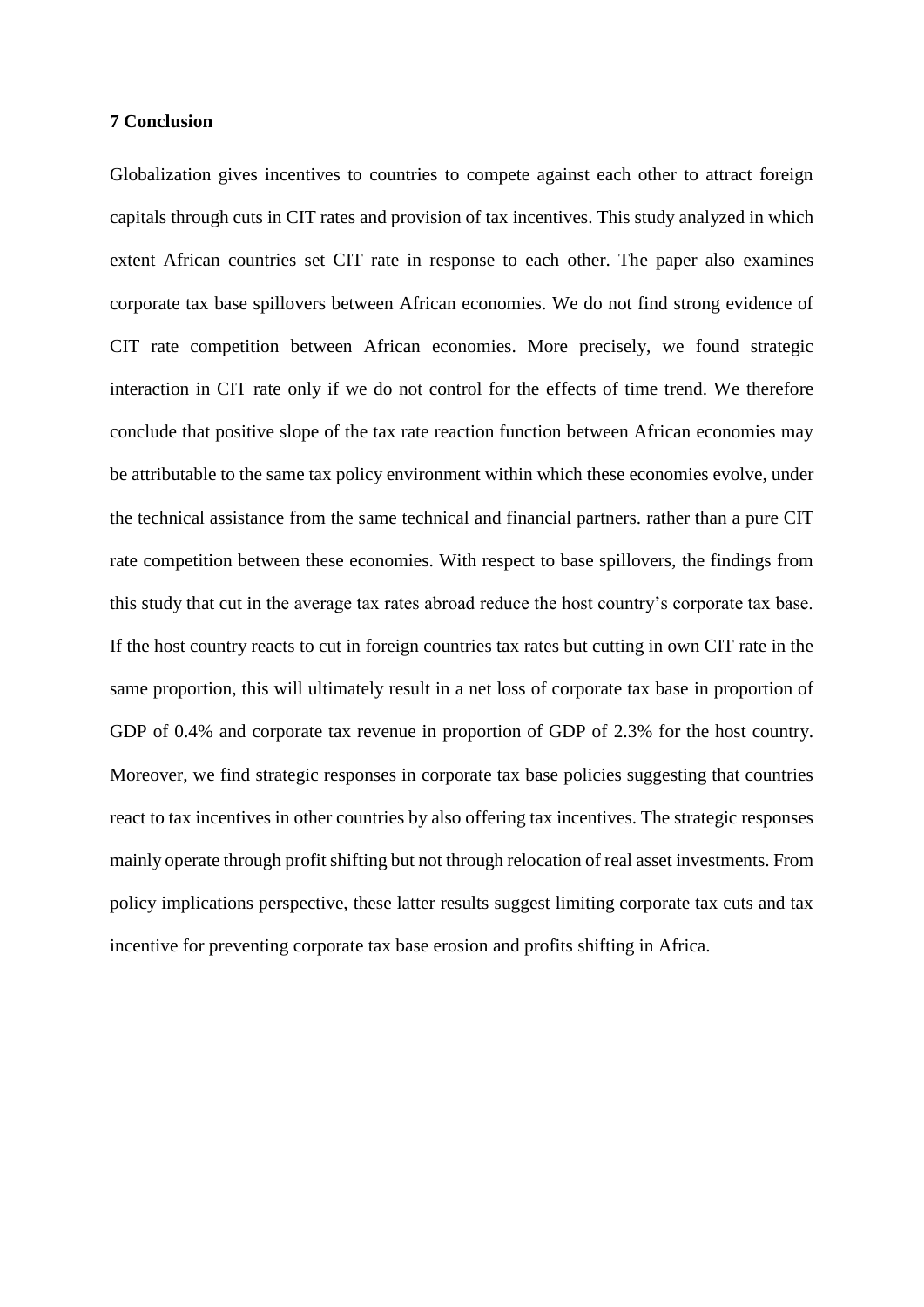## 7 Conclusion

Globalization gives incentives to countries to compete against each other to attract foreign capitals through cuts in CIT rates and provision of tax incentives. This study analyzed in which extent African countries set CIT rate in response to each other. The paper also examines corporate tax base spillovers between African economies. We do not find strong evidence of CIT rate competition between African economies. More precisely, we found strategic interaction in CIT rate only if we do not control for the effects of time trend. We therefore conclude that positive slope of the tax rate reaction function between African economies may be attributable to the same tax policy environment within which these economies evolve, under the technical assistance from the same technical and financial partners. rather than a pure CIT rate competition between these economies. With respect to base spillovers, the findings from this study that cut in the average tax rates abroad reduce the host country's corporate tax base. If the host country reacts to cut in foreign countries tax rates but cutting in own CIT rate in the same proportion, this will ultimately result in a net loss of corporate tax base in proportion of GDP of 0.4% and corporate tax revenue in proportion of GDP of 2.3% for the host country. Moreover, we find strategic responses in corporate tax base policies suggesting that countries react to tax incentives in other countries by also offering tax incentives. The strategic responses mainly operate through profit shifting but not through relocation of real asset investments. From policy implications perspective, these latter results suggest limiting corporate tax cuts and tax incentive for preventing corporate tax base erosion and profits shifting in Africa.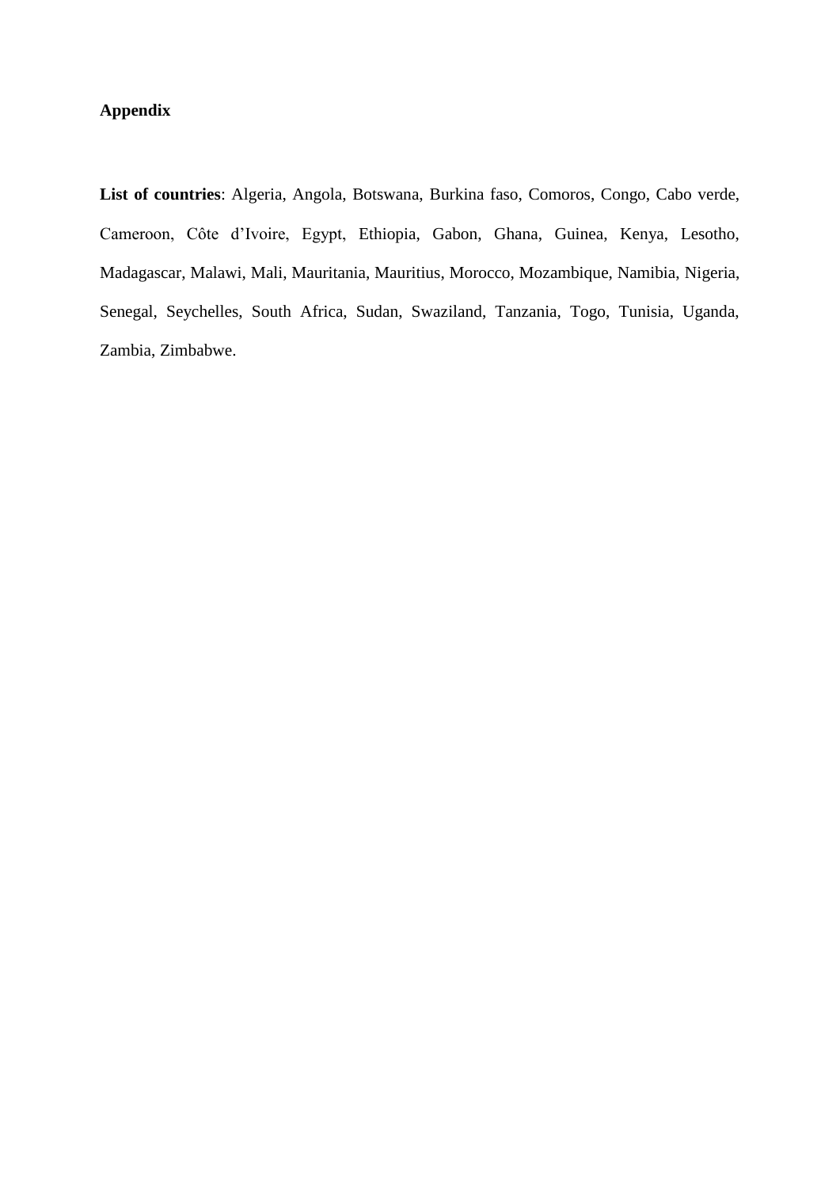**Appendix**

**List of countries**: Algeria, Angola, Botswana, Burkina faso, Comoros, Congo, Cabo verde, Cameroon, Côte d'Ivoire, Egypt, Ethiopia, Gabon, Ghana, Guinea, Kenya, Lesotho, Madagascar, Malawi, Mali, Mauritania, Mauritius, Morocco, Mozambique, Namibia, Nigeria, Senegal, Seychelles, South Africa, Sudan, Swaziland, Tanzania, Togo, Tunisia, Uganda, Zambia, Zimbabwe.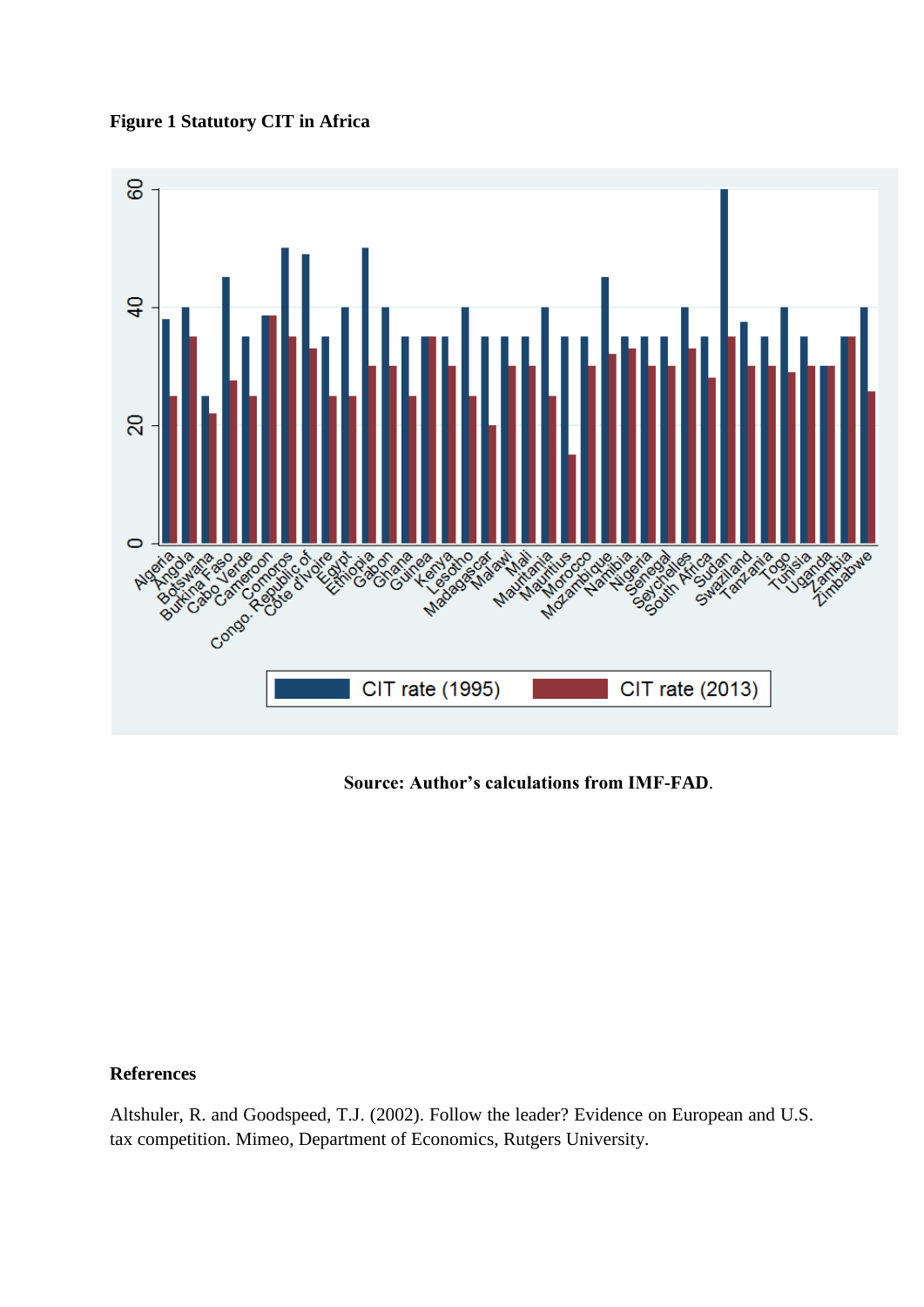**Figure 1 Statutory CIT in Africa**

Source: Author's calculations from IMF-FAD.

**References**

Altshuler, R. and Goodspeed, T.J. (2002). Follow the leader? Evidence on European and U.S. tax competition. Mimeo, Department of Economics, Rutgers University.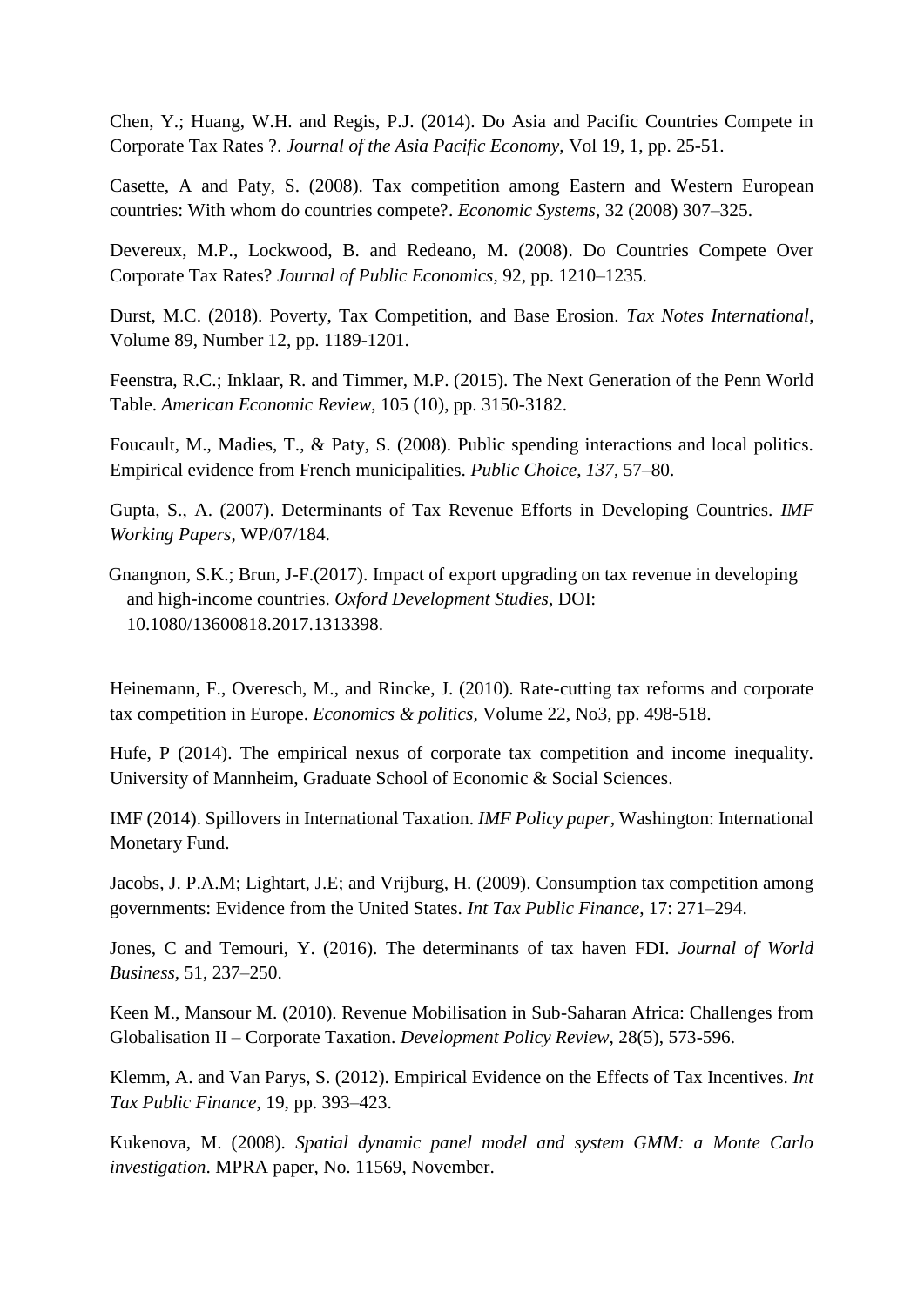Chen, Y.; Huang, W.H. and Regis, P.J. (2014). Do Asia and Pacific Countries Compete in Corporate Tax Rates ?. *Journal of the Asia Pacific Economy*, Vol 19, 1, pp. 25-51.

Casette, A and Paty, S. (2008). Tax competition among Eastern and Western European countries: With whom do countries compete?. *Economic Systems*, 32 (2008) 307–325.

Devereux, M.P., Lockwood, B. and Redeano, M. (2008). Do Countries Compete Over Corporate Tax Rates? *Journal of Public Economics*, 92, pp. 1210–1235.

Durst, M.C. (2018). Poverty, Tax Competition, and Base Erosion. *Tax Notes International*, Volume 89, Number 12, pp. 1189-1201.

Feenstra, R.C.; Inklaar, R. and Timmer, M.P. (2015). The Next Generation of the Penn World Table. *American Economic Review*, 105 (10), pp. 3150-3182.

Foucault, M., Madies, T., & Paty, S. (2008). Public spending interactions and local politics. Empirical evidence from French municipalities. *Public Choice*, *137*, 57–80.

Gupta, S., A. (2007). Determinants of Tax Revenue Efforts in Developing Countries. *IMF Working Papers*, WP/07/184.

Gnangnon, S.K.; Brun, J-F.(2017). Impact of export upgrading on tax revenue in developing and high-income countries. *Oxford Development Studies*, DOI: 10.1080/13600818.2017.1313398.

Heinemann, F., Overesch, M., and Rincke, J. (2010). Rate-cutting tax reforms and corporate tax competition in Europe. *Economics & politics*, Volume 22, No3, pp. 498-518.

Hufe, P (2014). The empirical nexus of corporate tax competition and income inequality. University of Mannheim, Graduate School of Economic & Social Sciences.

IMF (2014). Spillovers in International Taxation. *IMF Policy paper*, Washington: International Monetary Fund.

Jacobs, J. P.A.M; Lightart, J.E; and Vrijburg, H. (2009). Consumption tax competition among governments: Evidence from the United States. *Int Tax Public Finance*, 17: 271–294.

Jones, C and Temouri, Y. (2016). The determinants of tax haven FDI. *Journal of World Business*, 51, 237–250.

Keen M., Mansour M. (2010). Revenue Mobilisation in Sub-Saharan Africa: Challenges from Globalisation II – Corporate Taxation. *Development Policy Review*, 28(5), 573-596.

Klemm, A. and Van Parys, S. (2012). Empirical Evidence on the Effects of Tax Incentives. *Int Tax Public Finance*, 19, pp. 393–423.

Kukenova, M. (2008). *Spatial dynamic panel model and system GMM: a Monte Carlo investigation*. MPRA paper, No. 11569, November.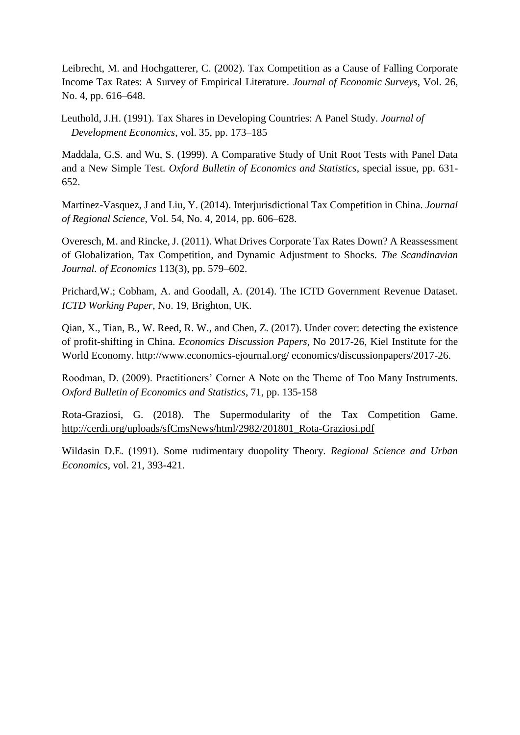Leibrecht, M. and Hochgatterer, C. (2002). Tax Competition as a Cause of Falling Corporate Income Tax Rates: A Survey of Empirical Literature. *Journal of Economic Surveys*, Vol. 26, No. 4, pp. 616–648.

Leuthold, J.H. (1991). Tax Shares in Developing Countries: A Panel Study. *Journal of Development Economics*, vol. 35, pp. 173–185

Maddala, G.S. and Wu, S. (1999). A Comparative Study of Unit Root Tests with Panel Data and a New Simple Test. *Oxford Bulletin of Economics and Statistics*, special issue, pp. 631-652.

Martinez-Vasquez, J and Liu, Y. (2014). Interjurisdictional Tax Competition in China. *Journal of Regional Science*, Vol. 54, No. 4, 2014, pp. 606–628.

Overesch, M. and Rincke, J. (2011). What Drives Corporate Tax Rates Down? A Reassessment of Globalization, Tax Competition, and Dynamic Adjustment to Shocks. *The Scandinavian Journal. of Economics* 113(3), pp. 579–602.

Prichard,W.; Cobham, A. and Goodall, A. (2014). The ICTD Government Revenue Dataset. *ICTD Working Paper*, No. 19, Brighton, UK.

Qian, X., Tian, B., W. Reed, R. W., and Chen, Z. (2017). Under cover: detecting the existence of profit-shifting in China. *Economics Discussion Papers*, No 2017-26, Kiel Institute for the World Economy. http://www.economics-ejournal.org/ economics/discussionpapers/2017-26.

Roodman, D. (2009). Practitioners' Corner A Note on the Theme of Too Many Instruments. *Oxford Bulletin of Economics and Statistics*, 71, pp. 135-158

Rota-Graziosi, G. (2018). The Supermodularity of the Tax Competition Game. http://cerdi.org/uploads/sfCmsNews/html/2982/201801_Rota-Graziosi.pdf

Wildasin D.E. (1991). Some rudimentary duopolity Theory. *Regional Science and Urban Economics*, vol. 21, 393-421.